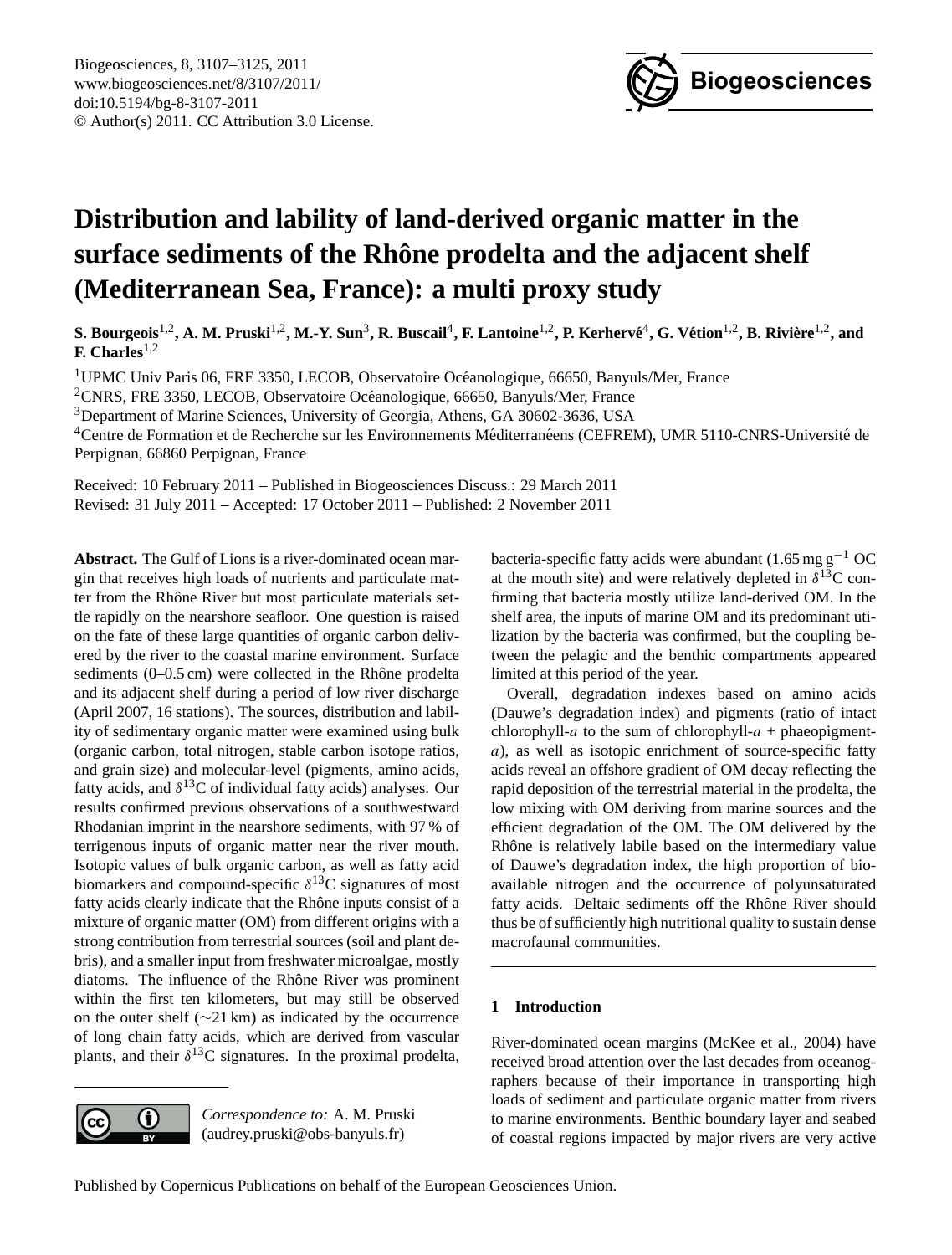# Distribution and lability of land-derived organic matter in the surface sediments of the Rhône prodelta and the adjacent shelf (Mediterranean Sea, France): a multi proxy study

**S. Bourgeois[1,2], A. M. Pruski[1,2], M.-Y. Sun[3], R. Buscail[4], F. Lantoine[1,2], P. Kerhervé[4], G. Vétion[1,2], B. Rivière[1,2], and F. Charles[1,2]**

[1]UPMC Univ Paris 06, FRE 3350, LECOB, Observatoire Océanologique, 66650, Banyuls/Mer, France

[2]CNRS, FRE 3350, LECOB, Observatoire Océanologique, 66650, Banyuls/Mer, France

[3]Department of Marine Sciences, University of Georgia, Athens, GA 30602-3636, USA

[4]Centre de Formation et de Recherche sur les Environnements Méditerranéens (CEFREM), UMR 5110-CNRS-Université de Perpignan, 66860 Perpignan, France

Received: 10 February 2011 – Published in Biogeosciences Discuss.: 29 March 2011
Revised: 31 July 2011 – Accepted: 17 October 2011 – Published: 2 November 2011

**Abstract.** The Gulf of Lions is a river-dominated ocean margin that receives high loads of nutrients and particulate matter from the Rhône River but most particulate materials settle rapidly on the nearshore seafloor. One question is raised on the fate of these large quantities of organic carbon delivered by the river to the coastal marine environment. Surface sediments (0–0.5 cm) were collected in the Rhône prodelta and its adjacent shelf during a period of low river discharge (April 2007, 16 stations). The sources, distribution and lability of sedimentary organic matter were examined using bulk (organic carbon, total nitrogen, stable carbon isotope ratios, and grain size) and molecular-level (pigments, amino acids, fatty acids, and $\delta^{13}$C of individual fatty acids) analyses. Our results confirmed previous observations of a southwestward Rhodanian imprint in the nearshore sediments, with 97 % of terrigenous inputs of organic matter near the river mouth. Isotopic values of bulk organic carbon, as well as fatty acid biomarkers and compound-specific $\delta^{13}$C signatures of most fatty acids clearly indicate that the Rhône inputs consist of a mixture of organic matter (OM) from different origins with a strong contribution from terrestrial sources (soil and plant debris), and a smaller input from freshwater microalgae, mostly diatoms. The influence of the Rhône River was prominent within the first ten kilometers, but may still be observed on the outer shelf (∼21 km) as indicated by the occurrence of long chain fatty acids, which are derived from vascular plants, and their $\delta^{13}$C signatures. In the proximal prodelta, bacteria-specific fatty acids were abundant (1.65 mg g$^{-1}$ OC at the mouth site) and were relatively depleted in $\delta^{13}$C confirming that bacteria mostly utilize land-derived OM. In the shelf area, the inputs of marine OM and its predominant utilization by the bacteria was confirmed, but the coupling between the pelagic and the benthic compartments appeared limited at this period of the year.

Overall, degradation indexes based on amino acids (Dauwe's degradation index) and pigments (ratio of intact chlorophyll-*a* to the sum of chlorophyll-*a* + phaeopigment-*a*), as well as isotopic enrichment of source-specific fatty acids reveal an offshore gradient of OM decay reflecting the rapid deposition of the terrestrial material in the prodelta, the low mixing with OM deriving from marine sources and the efficient degradation of the OM. The OM delivered by the Rhône is relatively labile based on the intermediary value of Dauwe's degradation index, the high proportion of bioavailable nitrogen and the occurrence of polyunsaturated fatty acids. Deltaic sediments off the Rhône River should thus be of sufficiently high nutritional quality to sustain dense macrofaunal communities.

*Correspondence to:* A. M. Pruski (audrey.pruski@obs-banyuls.fr)

## 1 Introduction

River-dominated ocean margins (McKee et al., 2004) have received broad attention over the last decades from oceanographers because of their importance in transporting high loads of sediment and particulate organic matter from rivers to marine environments. Benthic boundary layer and seabed of coastal regions impacted by major rivers are very active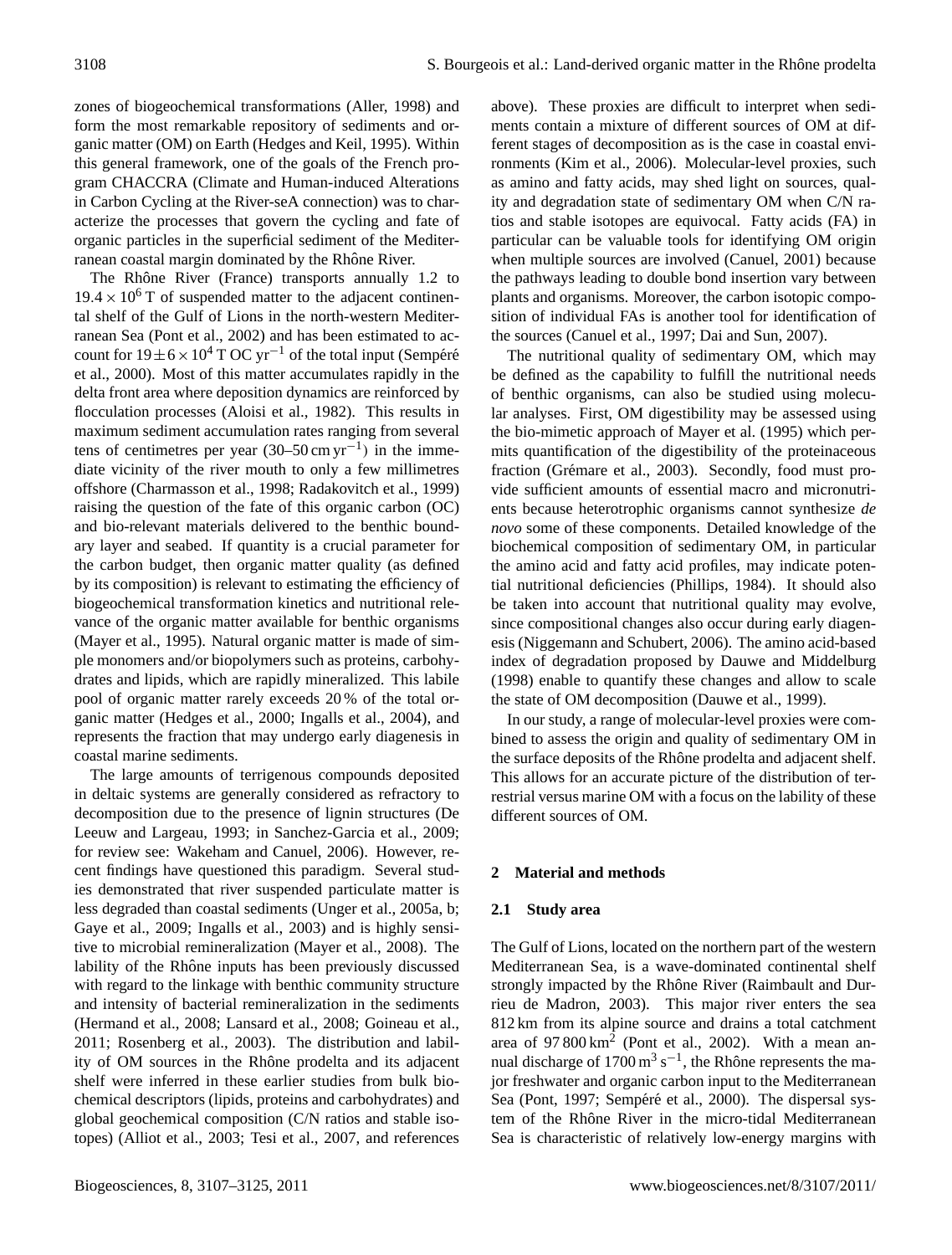zones of biogeochemical transformations (Aller, 1998) and form the most remarkable repository of sediments and organic matter (OM) on Earth (Hedges and Keil, 1995). Within this general framework, one of the goals of the French program CHACCRA (Climate and Human-induced Alterations in Carbon Cycling at the River-seA connection) was to characterize the processes that govern the cycling and fate of organic particles in the superficial sediment of the Mediterranean coastal margin dominated by the Rhône River.

The Rhône River (France) transports annually 1.2 to $19.4 \times 10^6$ T of suspended matter to the adjacent continental shelf of the Gulf of Lions in the north-western Mediterranean Sea (Pont et al., 2002) and has been estimated to account for $19 \pm 6 \times 10^4$ T OC $yr^{-1}$ of the total input (Sempéré et al., 2000). Most of this matter accumulates rapidly in the delta front area where deposition dynamics are reinforced by flocculation processes (Aloisi et al., 1982). This results in maximum sediment accumulation rates ranging from several tens of centimetres per year (30–50 cm $yr^{-1}$) in the immediate vicinity of the river mouth to only a few millimetres offshore (Charmasson et al., 1998; Radakovitch et al., 1999) raising the question of the fate of this organic carbon (OC) and bio-relevant materials delivered to the benthic boundary layer and seabed. If quantity is a crucial parameter for the carbon budget, then organic matter quality (as defined by its composition) is relevant to estimating the efficiency of biogeochemical transformation kinetics and nutritional relevance of the organic matter available for benthic organisms (Mayer et al., 1995). Natural organic matter is made of simple monomers and/or biopolymers such as proteins, carbohydrates and lipids, which are rapidly mineralized. This labile pool of organic matter rarely exceeds 20 % of the total organic matter (Hedges et al., 2000; Ingalls et al., 2004), and represents the fraction that may undergo early diagenesis in coastal marine sediments.

The large amounts of terrigenous compounds deposited in deltaic systems are generally considered as refractory to decomposition due to the presence of lignin structures (De Leeuw and Largeau, 1993; in Sanchez-Garcia et al., 2009; for review see: Wakeham and Canuel, 2006). However, recent findings have questioned this paradigm. Several studies demonstrated that river suspended particulate matter is less degraded than coastal sediments (Unger et al., 2005a, b; Gaye et al., 2009; Ingalls et al., 2003) and is highly sensitive to microbial remineralization (Mayer et al., 2008). The lability of the Rhône inputs has been previously discussed with regard to the linkage with benthic community structure and intensity of bacterial remineralization in the sediments (Hermand et al., 2008; Lansard et al., 2008; Goineau et al., 2011; Rosenberg et al., 2003). The distribution and lability of OM sources in the Rhône prodelta and its adjacent shelf were inferred in these earlier studies from bulk biochemical descriptors (lipids, proteins and carbohydrates) and global geochemical composition (C/N ratios and stable isotopes) (Alliot et al., 2003; Tesi et al., 2007, and references above). These proxies are difficult to interpret when sediments contain a mixture of different sources of OM at different stages of decomposition as is the case in coastal environments (Kim et al., 2006). Molecular-level proxies, such as amino and fatty acids, may shed light on sources, quality and degradation state of sedimentary OM when C/N ratios and stable isotopes are equivocal. Fatty acids (FA) in particular can be valuable tools for identifying OM origin when multiple sources are involved (Canuel, 2001) because the pathways leading to double bond insertion vary between plants and organisms. Moreover, the carbon isotopic composition of individual FAs is another tool for identification of the sources (Canuel et al., 1997; Dai and Sun, 2007).

The nutritional quality of sedimentary OM, which may be defined as the capability to fulfill the nutritional needs of benthic organisms, can also be studied using molecular analyses. First, OM digestibility may be assessed using the bio-mimetic approach of Mayer et al. (1995) which permits quantification of the digestibility of the proteinaceous fraction (Grémare et al., 2003). Secondly, food must provide sufficient amounts of essential macro and micronutrients because heterotrophic organisms cannot synthesize *de novo* some of these components. Detailed knowledge of the biochemical composition of sedimentary OM, in particular the amino acid and fatty acid profiles, may indicate potential nutritional deficiencies (Phillips, 1984). It should also be taken into account that nutritional quality may evolve, since compositional changes also occur during early diagenesis (Niggemann and Schubert, 2006). The amino acid-based index of degradation proposed by Dauwe and Middelburg (1998) enable to quantify these changes and allow to scale the state of OM decomposition (Dauwe et al., 1999).

In our study, a range of molecular-level proxies were combined to assess the origin and quality of sedimentary OM in the surface deposits of the Rhône prodelta and adjacent shelf. This allows for an accurate picture of the distribution of terrestrial versus marine OM with a focus on the lability of these different sources of OM.

## 2 Material and methods

### 2.1 Study area

The Gulf of Lions, located on the northern part of the western Mediterranean Sea, is a wave-dominated continental shelf strongly impacted by the Rhône River (Raimbault and Durrieu de Madron, 2003). This major river enters the sea 812 km from its alpine source and drains a total catchment area of 97 800 $km^2$ (Pont et al., 2002). With a mean annual discharge of 1700 $m^3\,s^{-1}$, the Rhône represents the major freshwater and organic carbon input to the Mediterranean Sea (Pont, 1997; Sempéré et al., 2000). The dispersal system of the Rhône River in the micro-tidal Mediterranean Sea is characteristic of relatively low-energy margins with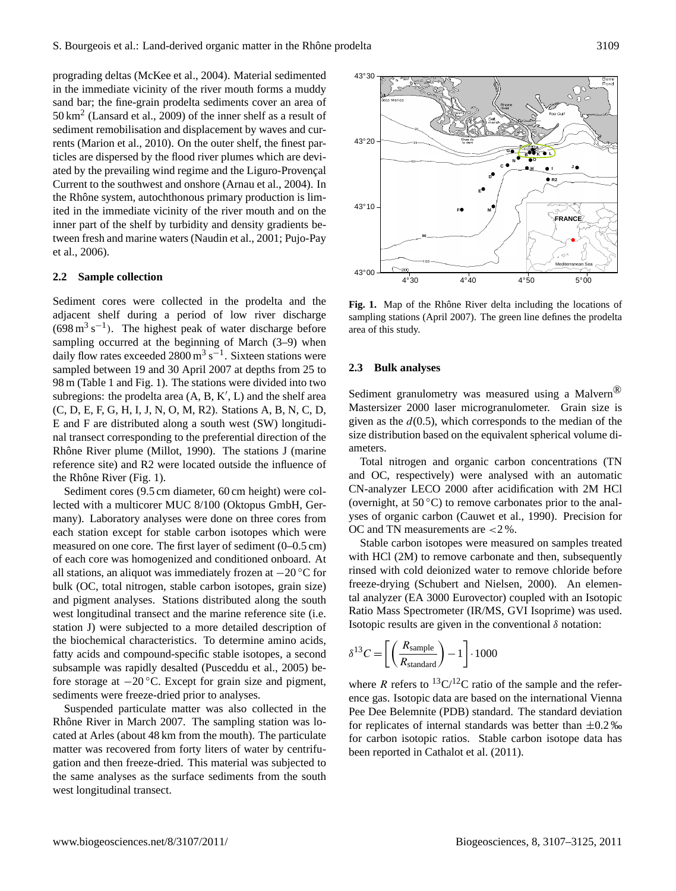prograding deltas (McKee et al., 2004). Material sedimented in the immediate vicinity of the river mouth forms a muddy sand bar; the fine-grain prodelta sediments cover an area of $50\,km^2$ (Lansard et al., 2009) of the inner shelf as a result of sediment remobilisation and displacement by waves and currents (Marion et al., 2010). On the outer shelf, the finest particles are dispersed by the flood river plumes which are deviated by the prevailing wind regime and the Liguro-Provençal Current to the southwest and onshore (Arnau et al., 2004). In the Rhône system, autochthonous primary production is limited in the immediate vicinity of the river mouth and on the inner part of the shelf by turbidity and density gradients between fresh and marine waters (Naudin et al., 2001; Pujo-Pay et al., 2006).

### 2.2 Sample collection

Sediment cores were collected in the prodelta and the adjacent shelf during a period of low river discharge ($698\,m^3\,s^{-1}$). The highest peak of water discharge before sampling occurred at the beginning of March (3–9) when daily flow rates exceeded $2800\,m^3\,s^{-1}$. Sixteen stations were sampled between 19 and 30 April 2007 at depths from 25 to 98 m (Table 1 and Fig. 1). The stations were divided into two subregions: the prodelta area (A, B, K′, L) and the shelf area (C, D, E, F, G, H, I, J, N, O, M, R2). Stations A, B, N, C, D, E and F are distributed along a south west (SW) longitudinal transect corresponding to the preferential direction of the Rhône River plume (Millot, 1990). The stations J (marine reference site) and R2 were located outside the influence of the Rhône River (Fig. 1).

Sediment cores (9.5 cm diameter, 60 cm height) were collected with a multicorer MUC 8/100 (Oktopus GmbH, Germany). Laboratory analyses were done on three cores from each station except for stable carbon isotopes which were measured on one core. The first layer of sediment (0–0.5 cm) of each core was homogenized and conditioned onboard. At all stations, an aliquot was immediately frozen at −20 °C for bulk (OC, total nitrogen, stable carbon isotopes, grain size) and pigment analyses. Stations distributed along the south west longitudinal transect and the marine reference site (i.e. station J) were subjected to a more detailed description of the biochemical characteristics. To determine amino acids, fatty acids and compound-specific stable isotopes, a second subsample was rapidly desalted (Pusceddu et al., 2005) before storage at −20 °C. Except for grain size and pigment, sediments were freeze-dried prior to analyses.

Suspended particulate matter was also collected in the Rhône River in March 2007. The sampling station was located at Arles (about 48 km from the mouth). The particulate matter was recovered from forty liters of water by centrifugation and then freeze-dried. This material was subjected to the same analyses as the surface sediments from the south west longitudinal transect.

43°30
43°20
43°10
43°00
4°30
4°40
4°50
5°00
Berre Pond
Stes Maries
Rhône river
Fos Gulf
Salt marsh
Grau de la dent
Rhône River mouth
A B K L G N O C H I J D R2 E F M
FRANCE
Mediterranean Sea
20 30 50 90 100 200

**Fig. 1.** Map of the Rhône River delta including the locations of sampling stations (April 2007). The green line defines the prodelta area of this study.

### 2.3 Bulk analyses

Sediment granulometry was measured using a Malvern® Mastersizer 2000 laser microgranulometer. Grain size is given as the $d(0.5)$, which corresponds to the median of the size distribution based on the equivalent spherical volume diameters.

Total nitrogen and organic carbon concentrations (TN and OC, respectively) were analysed with an automatic CN-analyzer LECO 2000 after acidification with 2M HCl (overnight, at 50 °C) to remove carbonates prior to the analyses of organic carbon (Cauwet et al., 1990). Precision for OC and TN measurements are <2 %.

Stable carbon isotopes were measured on samples treated with HCl (2M) to remove carbonate and then, subsequently rinsed with cold deionized water to remove chloride before freeze-drying (Schubert and Nielsen, 2000). An elemental analyzer (EA 3000 Eurovector) coupled with an Isotopic Ratio Mass Spectrometer (IR/MS, GVI Isoprime) was used. Isotopic results are given in the conventional $\delta$ notation:

$$\delta^{13}C = \left[ \left( \frac{R_{\mathrm{sample}}}{R_{\mathrm{standard}}} \right) - 1 \right] \cdot 1000$$

where $R$ refers to $^{13}C/^{12}C$ ratio of the sample and the reference gas. Isotopic data are based on the international Vienna Pee Dee Belemnite (PDB) standard. The standard deviation for replicates of internal standards was better than ±0.2 ‰ for carbon isotopic ratios. Stable carbon isotope data has been reported in Cathalot et al. (2011).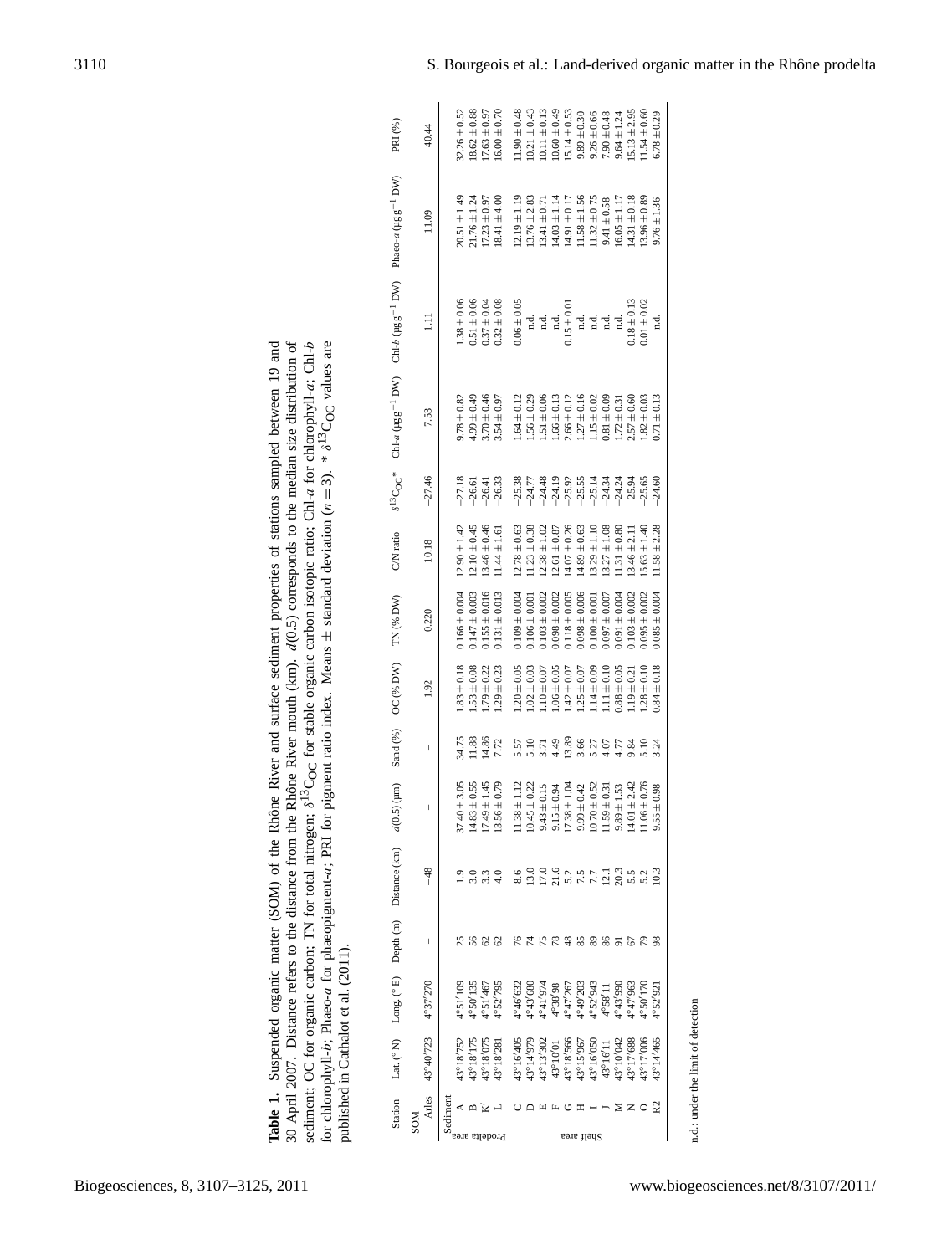**Table 1.** Suspended organic matter (SOM) of the Rhône River and surface sediment properties of stations sampled between 19 and 30 April 2007. Distance refers to the distance from the Rhône River mouth (km). $d(0.5)$ corresponds to the median size distribution of sediment; OC for organic carbon; TN for total nitrogen; $\delta^{13}C_{OC}$ for stable organic carbon isotopic ratio; Chl-*a* for chlorophyll-*a*; Chl-*b* for chlorophyll-*b*; Phaeo-*a* for phaeopigment-*a*; PRI for pigment ratio index. Means ± standard deviation ($n = 3$). * $\delta^{13}C_{OC}$ values are published in Cathalot et al. (2011).

| | Station | Lat. (° N) | Long. (° E) | Depth (m) | Distance (km) | $d(0.5)$ (µm) | Sand (%) | OC (% DW) | TN (% DW) | C/N ratio | $\delta^{13}C_{OC}$* | Chl-*a* (µg g$^{-1}$ DW) | Chl-*b* (µg g$^{-1}$ DW) | Phaeo-*a* (µg g$^{-1}$ DW) | PRI (%) |
|---|---|---|---|---|---|---|---|---|---|---|---|---|---|---|---|
| SOM | Arles | 43°40′723 | 4°37′270 | – | −48 | – | – | 1.92 | 0.220 | 10.18 | −27.46 | 7.53 | 1.11 | 11.09 | 40.44 |
| Sediment | | | | | | | | | | | | | | | |
| Prodelta area | A | 43°18′752 | 4°51′109 | 25 | 1.9 | 37.40 ± 3.05 | 34.75 | 1.83 ± 0.18 | 0.166 ± 0.004 | 12.90 ± 1.42 | −27.18 | 9.78 ± 0.82 | 1.38 ± 0.06 | 20.51 ± 1.49 | 32.26 ± 0.52 |
| | B | 43°18′175 | 4°50′135 | 56 | 3.0 | 14.83 ± 0.55 | 11.88 | 1.53 ± 0.08 | 0.147 ± 0.003 | 12.10 ± 0.45 | −26.61 | 4.99 ± 0.49 | 0.51 ± 0.06 | 21.76 ± 1.24 | 18.62 ± 0.88 |
| | K′ | 43°18′075 | 4°51′467 | 62 | 3.3 | 17.49 ± 1.45 | 14.86 | 1.79 ± 0.22 | 0.155 ± 0.016 | 13.46 ± 0.46 | −26.41 | 3.70 ± 0.46 | 0.37 ± 0.04 | 17.23 ± 0.97 | 17.63 ± 0.97 |
| | L | 43°18′281 | 4°52′795 | 62 | 4.0 | 13.56 ± 0.79 | 7.72 | 1.29 ± 0.23 | 0.131 ± 0.013 | 11.44 ± 1.61 | −26.33 | 3.54 ± 0.97 | 0.32 ± 0.08 | 18.41 ± 4.00 | 16.00 ± 0.70 |
| Shelf area | C | 43°16′405 | 4°46′632 | 76 | 8.6 | 11.38 ± 1.12 | 5.57 | 1.20 ± 0.05 | 0.109 ± 0.004 | 12.78 ± 0.63 | −25.38 | 1.64 ± 0.12 | 0.06 ± 0.05 | 12.19 ± 1.19 | 11.90 ± 0.48 |
| | D | 43°14′979 | 4°43′680 | 74 | 13.0 | 10.45 ± 0.22 | 5.10 | 1.02 ± 0.03 | 0.106 ± 0.001 | 11.23 ± 0.38 | −24.77 | 1.56 ± 0.29 | n.d. | 13.76 ± 2.83 | 10.21 ± 0.43 |
| | E | 43°13′302 | 4°41′974 | 75 | 17.0 | 9.43 ± 0.15 | 3.71 | 1.10 ± 0.07 | 0.103 ± 0.002 | 12.38 ± 1.02 | −24.48 | 1.51 ± 0.06 | n.d. | 13.41 ± 0.71 | 10.11 ± 0.13 |
| | F | 43°10′01 | 4°38′98 | 78 | 21.6 | 9.15 ± 0.94 | 4.49 | 1.06 ± 0.05 | 0.098 ± 0.002 | 12.61 ± 0.87 | −24.19 | 1.66 ± 0.13 | n.d. | 14.03 ± 1.14 | 10.60 ± 0.49 |
| | G | 43°18′566 | 4°47′267 | 48 | 5.2 | 17.38 ± 1.04 | 13.89 | 1.42 ± 0.07 | 0.118 ± 0.005 | 14.07 ± 0.26 | −25.92 | 2.66 ± 0.12 | 0.15 ± 0.01 | 14.91 ± 0.17 | 15.14 ± 0.53 |
| | H | 43°15′967 | 4°49′203 | 85 | 7.5 | 9.99 ± 0.42 | 3.66 | 1.25 ± 0.07 | 0.098 ± 0.006 | 14.89 ± 0.63 | −25.55 | 1.27 ± 0.16 | n.d. | 11.58 ± 1.56 | 9.89 ± 0.30 |
| | I | 43°16′050 | 4°52′943 | 89 | 7.7 | 10.70 ± 0.52 | 5.27 | 1.14 ± 0.09 | 0.100 ± 0.001 | 13.29 ± 1.10 | −25.14 | 1.15 ± 0.02 | n.d. | 11.32 ± 0.75 | 9.26 ± 0.66 |
| | J | 43°16′11 | 4°58′11 | 86 | 12.1 | 11.59 ± 0.31 | 4.07 | 1.11 ± 0.10 | 0.097 ± 0.007 | 13.27 ± 1.08 | −24.34 | 0.81 ± 0.09 | n.d. | 9.41 ± 0.58 | 7.90 ± 0.48 |
| | M | 43°10′042 | 4°43′990 | 91 | 20.3 | 9.89 ± 1.53 | 4.77 | 0.88 ± 0.05 | 0.091 ± 0.004 | 11.31 ± 0.80 | −24.24 | 1.72 ± 0.31 | n.d. | 16.05 ± 1.17 | 9.64 ± 1.24 |
| | N | 43°17′688 | 4°47′963 | 67 | 5.5 | 14.01 ± 2.42 | 9.84 | 1.19 ± 0.21 | 0.103 ± 0.002 | 13.46 ± 2.11 | −25.94 | 2.57 ± 0.60 | 0.18 ± 0.13 | 14.31 ± 0.18 | 15.13 ± 2.95 |
| | O | 43°17′006 | 4°50′170 | 79 | 5.2 | 11.06 ± 0.76 | 5.10 | 1.28 ± 0.10 | 0.095 ± 0.002 | 15.63 ± 1.40 | −25.65 | 1.82 ± 0.03 | 0.01 ± 0.02 | 13.96 ± 0.89 | 11.54 ± 0.60 |
| | R2 | 43°14′465 | 4°52′921 | 98 | 10.3 | 9.55 ± 0.98 | 3.24 | 0.84 ± 0.18 | 0.085 ± 0.004 | 11.58 ± 2.28 | −24.60 | 0.71 ± 0.13 | n.d. | 9.76 ± 1.36 | 6.78 ± 0.29 |

n.d.: under the limit of detection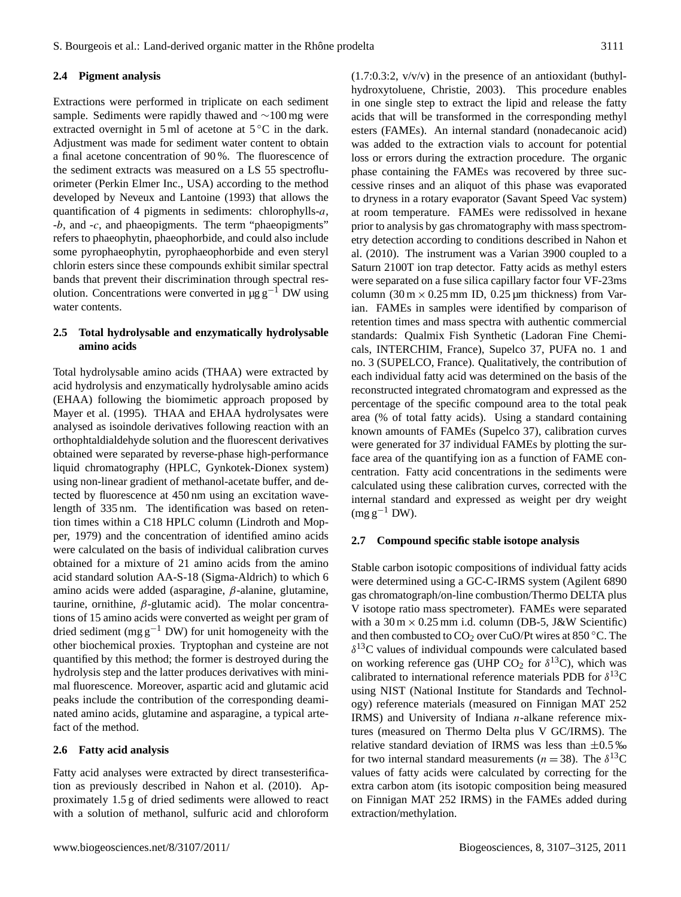### 2.4 Pigment analysis

Extractions were performed in triplicate on each sediment sample. Sediments were rapidly thawed and ∼100 mg were extracted overnight in 5 ml of acetone at 5 °C in the dark. Adjustment was made for sediment water content to obtain a final acetone concentration of 90 %. The fluorescence of the sediment extracts was measured on a LS 55 spectrofluorimeter (Perkin Elmer Inc., USA) according to the method developed by Neveux and Lantoine (1993) that allows the quantification of 4 pigments in sediments: chlorophylls-*a*, -*b*, and -*c*, and phaeopigments. The term "phaeopigments" refers to phaeophytin, phaeophorbide, and could also include some pyrophaeophytin, pyrophaeophorbide and even steryl chlorin esters since these compounds exhibit similar spectral bands that prevent their discrimination through spectral resolution. Concentrations were converted in $\mu g\,g^{-1}$ DW using water contents.

### 2.5 Total hydrolysable and enzymatically hydrolysable amino acids

Total hydrolysable amino acids (THAA) were extracted by acid hydrolysis and enzymatically hydrolysable amino acids (EHAA) following the biomimetic approach proposed by Mayer et al. (1995). THAA and EHAA hydrolysates were analysed as isoindole derivatives following reaction with an orthophtaldialdehyde solution and the fluorescent derivatives obtained were separated by reverse-phase high-performance liquid chromatography (HPLC, Gynkotek-Dionex system) using non-linear gradient of methanol-acetate buffer, and detected by fluorescence at 450 nm using an excitation wavelength of 335 nm. The identification was based on retention times within a C18 HPLC column (Lindroth and Mopper, 1979) and the concentration of identified amino acids were calculated on the basis of individual calibration curves obtained for a mixture of 21 amino acids from the amino acid standard solution AA-S-18 (Sigma-Aldrich) to which 6 amino acids were added (asparagine, $\beta$-alanine, glutamine, taurine, ornithine, $\beta$-glutamic acid). The molar concentrations of 15 amino acids were converted as weight per gram of dried sediment ($mg\,g^{-1}$ DW) for unit homogeneity with the other biochemical proxies. Tryptophan and cysteine are not quantified by this method; the former is destroyed during the hydrolysis step and the latter produces derivatives with minimal fluorescence. Moreover, aspartic acid and glutamic acid peaks include the contribution of the corresponding deaminated amino acids, glutamine and asparagine, a typical artefact of the method.

### 2.6 Fatty acid analysis

Fatty acid analyses were extracted by direct transesterification as previously described in Nahon et al. (2010). Approximately 1.5 g of dried sediments were allowed to react with a solution of methanol, sulfuric acid and chloroform (1.7:0.3:2, v/v/v) in the presence of an antioxidant (buthylhydroxytoluene, Christie, 2003). This procedure enables in one single step to extract the lipid and release the fatty acids that will be transformed in the corresponding methyl esters (FAMEs). An internal standard (nonadecanoic acid) was added to the extraction vials to account for potential loss or errors during the extraction procedure. The organic phase containing the FAMEs was recovered by three successive rinses and an aliquot of this phase was evaporated to dryness in a rotary evaporator (Savant Speed Vac system) at room temperature. FAMEs were redissolved in hexane prior to analysis by gas chromatography with mass spectrometry detection according to conditions described in Nahon et al. (2010). The instrument was a Varian 3900 coupled to a Saturn 2100T ion trap detector. Fatty acids as methyl esters were separated on a fuse silica capillary factor four VF-23ms column (30 m × 0.25 mm ID, 0.25 µm thickness) from Varian. FAMEs in samples were identified by comparison of retention times and mass spectra with authentic commercial standards: Qualmix Fish Synthetic (Ladoran Fine Chemicals, INTERCHIM, France), Supelco 37, PUFA no. 1 and no. 3 (SUPELCO, France). Qualitatively, the contribution of each individual fatty acid was determined on the basis of the reconstructed integrated chromatogram and expressed as the percentage of the specific compound area to the total peak area (% of total fatty acids). Using a standard containing known amounts of FAMEs (Supelco 37), calibration curves were generated for 37 individual FAMEs by plotting the surface area of the quantifying ion as a function of FAME concentration. Fatty acid concentrations in the sediments were calculated using these calibration curves, corrected with the internal standard and expressed as weight per dry weight ($mg\,g^{-1}$ DW).

### 2.7 Compound specific stable isotope analysis

Stable carbon isotopic compositions of individual fatty acids were determined using a GC-C-IRMS system (Agilent 6890 gas chromatograph/on-line combustion/Thermo DELTA plus V isotope ratio mass spectrometer). FAMEs were separated with a 30 m × 0.25 mm i.d. column (DB-5, J&W Scientific) and then combusted to $CO_2$ over CuO/Pt wires at 850 °C. The $\delta^{13}C$ values of individual compounds were calculated based on working reference gas (UHP $CO_2$ for $\delta^{13}C$), which was calibrated to international reference materials PDB for $\delta^{13}C$ using NIST (National Institute for Standards and Technology) reference materials (measured on Finnigan MAT 252 IRMS) and University of Indiana *n*-alkane reference mixtures (measured on Thermo Delta plus V GC/IRMS). The relative standard deviation of IRMS was less than ±0.5 ‰ for two internal standard measurements ($n = 38$). The $\delta^{13}C$ values of fatty acids were calculated by correcting for the extra carbon atom (its isotopic composition being measured on Finnigan MAT 252 IRMS) in the FAMEs added during extraction/methylation.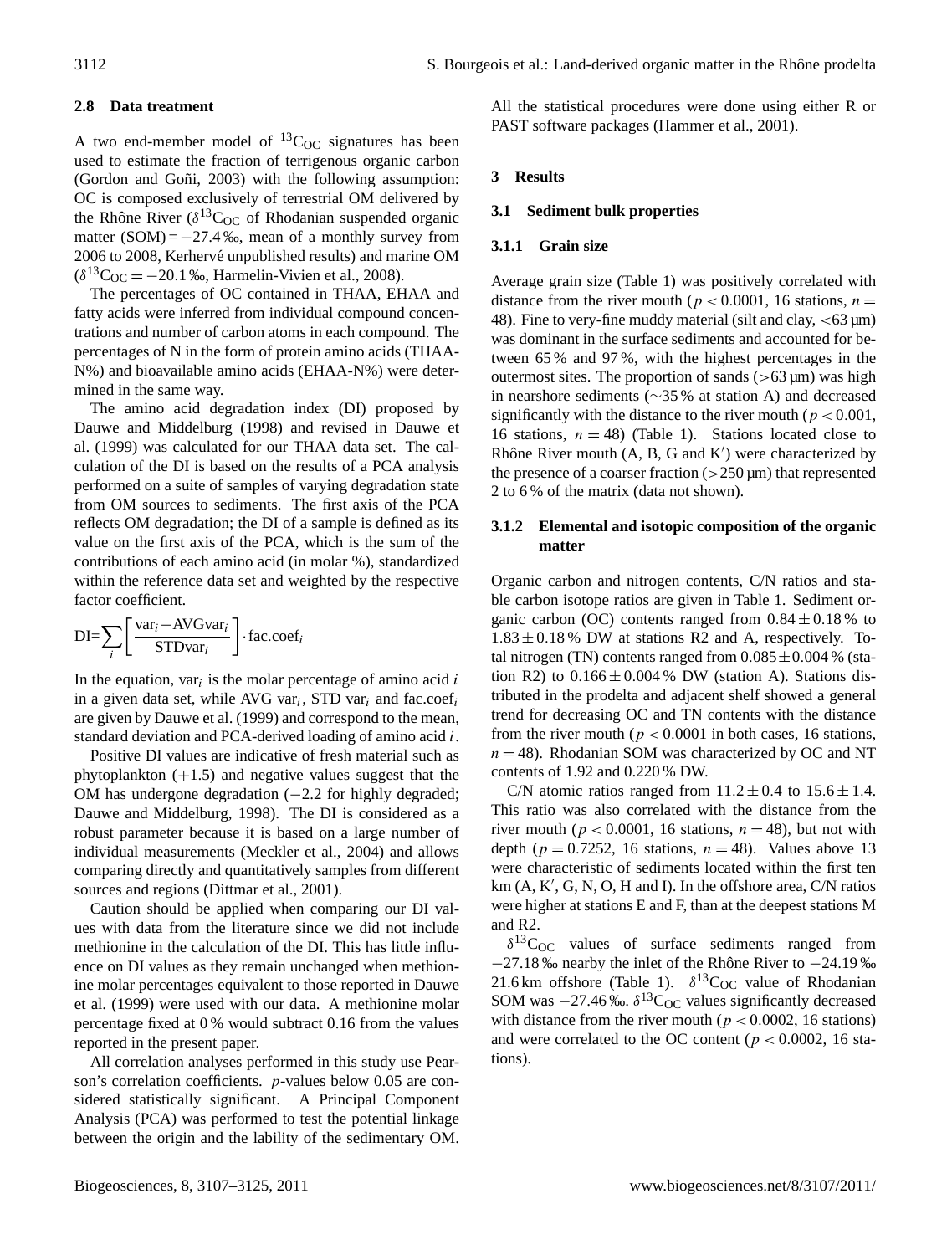### 2.8 Data treatment

A two end-member model of $^{13}C_{OC}$ signatures has been used to estimate the fraction of terrigenous organic carbon (Gordon and Goñi, 2003) with the following assumption: OC is composed exclusively of terrestrial OM delivered by the Rhône River ($\delta^{13}C_{OC}$ of Rhodanian suspended organic matter (SOM) = −27.4 ‰, mean of a monthly survey from 2006 to 2008, Kerhervé unpublished results) and marine OM ($\delta^{13}C_{OC} = -20.1$ ‰, Harmelin-Vivien et al., 2008).

The percentages of OC contained in THAA, EHAA and fatty acids were inferred from individual compound concentrations and number of carbon atoms in each compound. The percentages of N in the form of protein amino acids (THAA-N%) and bioavailable amino acids (EHAA-N%) were determined in the same way.

The amino acid degradation index (DI) proposed by Dauwe and Middelburg (1998) and revised in Dauwe et al. (1999) was calculated for our THAA data set. The calculation of the DI is based on the results of a PCA analysis performed on a suite of samples of varying degradation state from OM sources to sediments. The first axis of the PCA reflects OM degradation; the DI of a sample is defined as its value on the first axis of the PCA, which is the sum of the contributions of each amino acid (in molar %), standardized within the reference data set and weighted by the respective factor coefficient.

$$\mathrm{DI}=\sum_i \left[\frac{\mathrm{var}_i - \mathrm{AVGvar}_i}{\mathrm{STDvar}_i}\right]\cdot \mathrm{fac.coef}_i$$

In the equation, $\mathrm{var}_i$ is the molar percentage of amino acid $i$ in a given data set, while AVG $\mathrm{var}_i$, STD $\mathrm{var}_i$ and $\mathrm{fac.coef}_i$ are given by Dauwe et al. (1999) and correspond to the mean, standard deviation and PCA-derived loading of amino acid $i$.

Positive DI values are indicative of fresh material such as phytoplankton (+1.5) and negative values suggest that the OM has undergone degradation (−2.2 for highly degraded; Dauwe and Middelburg, 1998). The DI is considered as a robust parameter because it is based on a large number of individual measurements (Meckler et al., 2004) and allows comparing directly and quantitatively samples from different sources and regions (Dittmar et al., 2001).

Caution should be applied when comparing our DI values with data from the literature since we did not include methionine in the calculation of the DI. This has little influence on DI values as they remain unchanged when methionine molar percentages equivalent to those reported in Dauwe et al. (1999) were used with our data. A methionine molar percentage fixed at 0 % would subtract 0.16 from the values reported in the present paper.

All correlation analyses performed in this study use Pearson's correlation coefficients. $p$-values below 0.05 are considered statistically significant. A Principal Component Analysis (PCA) was performed to test the potential linkage between the origin and the lability of the sedimentary OM. All the statistical procedures were done using either R or PAST software packages (Hammer et al., 2001).

## 3 Results

### 3.1 Sediment bulk properties

#### 3.1.1 Grain size

Average grain size (Table 1) was positively correlated with distance from the river mouth ($p < 0.0001$, 16 stations, $n = 48$). Fine to very-fine muddy material (silt and clay, <63 µm) was dominant in the surface sediments and accounted for between 65 % and 97 %, with the highest percentages in the outermost sites. The proportion of sands (>63 µm) was high in nearshore sediments (∼35 % at station A) and decreased significantly with the distance to the river mouth ($p < 0.001$, 16 stations, $n = 48$) (Table 1). Stations located close to Rhône River mouth (A, B, G and K′) were characterized by the presence of a coarser fraction (>250 µm) that represented 2 to 6 % of the matrix (data not shown).

#### 3.1.2 Elemental and isotopic composition of the organic matter

Organic carbon and nitrogen contents, C/N ratios and stable carbon isotope ratios are given in Table 1. Sediment organic carbon (OC) contents ranged from $0.84 \pm 0.18$ % to $1.83 \pm 0.18$ % DW at stations R2 and A, respectively. Total nitrogen (TN) contents ranged from $0.085 \pm 0.004$ % (station R2) to $0.166 \pm 0.004$ % DW (station A). Stations distributed in the prodelta and adjacent shelf showed a general trend for decreasing OC and TN contents with the distance from the river mouth ($p < 0.0001$ in both cases, 16 stations, $n = 48$). Rhodanian SOM was characterized by OC and NT contents of 1.92 and 0.220 % DW.

C/N atomic ratios ranged from $11.2 \pm 0.4$ to $15.6 \pm 1.4$. This ratio was also correlated with the distance from the river mouth ($p < 0.0001$, 16 stations, $n = 48$), but not with depth ($p = 0.7252$, 16 stations, $n = 48$). Values above 13 were characteristic of sediments located within the first ten km (A, K′, G, N, O, H and I). In the offshore area, C/N ratios were higher at stations E and F, than at the deepest stations M and R2.

$\delta^{13}C_{OC}$ values of surface sediments ranged from −27.18 ‰ nearby the inlet of the Rhône River to −24.19 ‰ 21.6 km offshore (Table 1). $\delta^{13}C_{OC}$ value of Rhodanian SOM was −27.46 ‰. $\delta^{13}C_{OC}$ values significantly decreased with distance from the river mouth ($p < 0.0002$, 16 stations) and were correlated to the OC content ($p < 0.0002$, 16 stations).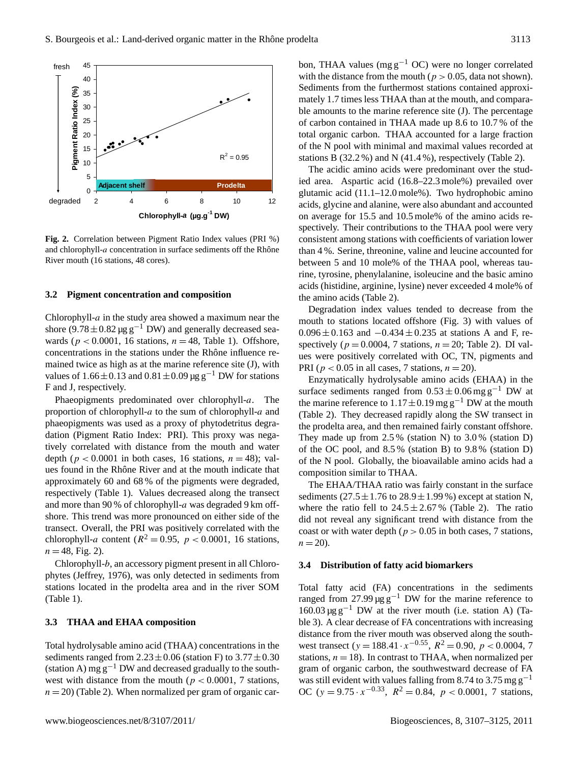fresh

45

40

35

30

25

20

15

10

5

0

degraded

Pigment Ratio Index (%)

$R^2 = 0.95$

Adjacent shelf

Prodelta

2 4 6 8 10 12

Chlorophyll-*a* (µg.g$^{-1}$ DW)

**Fig. 2.** Correlation between Pigment Ratio Index values (PRI %) and chlorophyll-*a* concentration in surface sediments off the Rhône River mouth (16 stations, 48 cores).

### 3.2 Pigment concentration and composition

Chlorophyll-*a* in the study area showed a maximum near the shore ($9.78 \pm 0.82$ µg g$^{-1}$ DW) and generally decreased seawards ($p < 0.0001$, 16 stations, $n = 48$, Table 1). Offshore, concentrations in the stations under the Rhône influence remained twice as high as at the marine reference site (J), with values of $1.66 \pm 0.13$ and $0.81 \pm 0.09$ µg g$^{-1}$ DW for stations F and J, respectively.

Phaeopigments predominated over chlorophyll-*a*. The proportion of chlorophyll-*a* to the sum of chlorophyll-*a* and phaeopigments was used as a proxy of phytodetritus degradation (Pigment Ratio Index: PRI). This proxy was negatively correlated with distance from the mouth and water depth ($p < 0.0001$ in both cases, 16 stations, $n = 48$); values found in the Rhône River and at the mouth indicate that approximately 60 and 68 % of the pigments were degraded, respectively (Table 1). Values decreased along the transect and more than 90 % of chlorophyll-*a* was degraded 9 km offshore. This trend was more pronounced on either side of the transect. Overall, the PRI was positively correlated with the chlorophyll-*a* content ($R^2 = 0.95$, $p < 0.0001$, 16 stations, $n = 48$, Fig. 2).

Chlorophyll-*b*, an accessory pigment present in all Chlorophytes (Jeffrey, 1976), was only detected in sediments from stations located in the prodelta area and in the river SOM (Table 1).

### 3.3 THAA and EHAA composition

Total hydrolysable amino acid (THAA) concentrations in the sediments ranged from $2.23 \pm 0.06$ (station F) to $3.77 \pm 0.30$ (station A) mg g$^{-1}$ DW and decreased gradually to the southwest with distance from the mouth ($p < 0.0001$, 7 stations, $n = 20$) (Table 2). When normalized per gram of organic carbon, THAA values (mg g$^{-1}$ OC) were no longer correlated with the distance from the mouth ($p > 0.05$, data not shown). Sediments from the furthermost stations contained approximately 1.7 times less THAA than at the mouth, and comparable amounts to the marine reference site (J). The percentage of carbon contained in THAA made up 8.6 to 10.7 % of the total organic carbon. THAA accounted for a large fraction of the N pool with minimal and maximal values recorded at stations B (32.2 %) and N (41.4 %), respectively (Table 2).

The acidic amino acids were predominant over the studied area. Aspartic acid (16.8–22.3 mole%) prevailed over glutamic acid (11.1–12.0 mole%). Two hydrophobic amino acids, glycine and alanine, were also abundant and accounted on average for 15.5 and 10.5 mole% of the amino acids respectively. Their contributions to the THAA pool were very consistent among stations with coefficients of variation lower than 4 %. Serine, threonine, valine and leucine accounted for between 5 and 10 mole% of the THAA pool, whereas taurine, tyrosine, phenylalanine, isoleucine and the basic amino acids (histidine, arginine, lysine) never exceeded 4 mole% of the amino acids (Table 2).

Degradation index values tended to decrease from the mouth to stations located offshore (Fig. 3) with values of $0.096 \pm 0.163$ and $-0.434 \pm 0.235$ at stations A and F, respectively ($p = 0.0004$, 7 stations, $n = 20$; Table 2). DI values were positively correlated with OC, TN, pigments and PRI ($p < 0.05$ in all cases, 7 stations, $n = 20$).

Enzymatically hydrolysable amino acids (EHAA) in the surface sediments ranged from $0.53 \pm 0.06$ mg g$^{-1}$ DW at the marine reference to $1.17 \pm 0.19$ mg g$^{-1}$ DW at the mouth (Table 2). They decreased rapidly along the SW transect in the prodelta area, and then remained fairly constant offshore. They made up from 2.5 % (station N) to 3.0 % (station D) of the OC pool, and 8.5 % (station B) to 9.8 % (station D) of the N pool. Globally, the bioavailable amino acids had a composition similar to THAA.

The EHAA/THAA ratio was fairly constant in the surface sediments ($27.5 \pm 1.76$ to $28.9 \pm 1.99$ %) except at station N, where the ratio fell to $24.5 \pm 2.67$ % (Table 2). The ratio did not reveal any significant trend with distance from the coast or with water depth ($p > 0.05$ in both cases, 7 stations, $n = 20$).

### 3.4 Distribution of fatty acid biomarkers

Total fatty acid (FA) concentrations in the sediments ranged from 27.99 µg g$^{-1}$ DW for the marine reference to 160.03 µg g$^{-1}$ DW at the river mouth (i.e. station A) (Table 3). A clear decrease of FA concentrations with increasing distance from the river mouth was observed along the southwest transect ($y = 188.41 \cdot x^{-0.55}$, $R^2 = 0.90$, $p < 0.0004$, 7 stations, $n = 18$). In contrast to THAA, when normalized per gram of organic carbon, the southwestward decrease of FA was still evident with values falling from 8.74 to 3.75 mg g$^{-1}$ OC ($y = 9.75 \cdot x^{-0.33}$, $R^2 = 0.84$, $p < 0.0001$, 7 stations,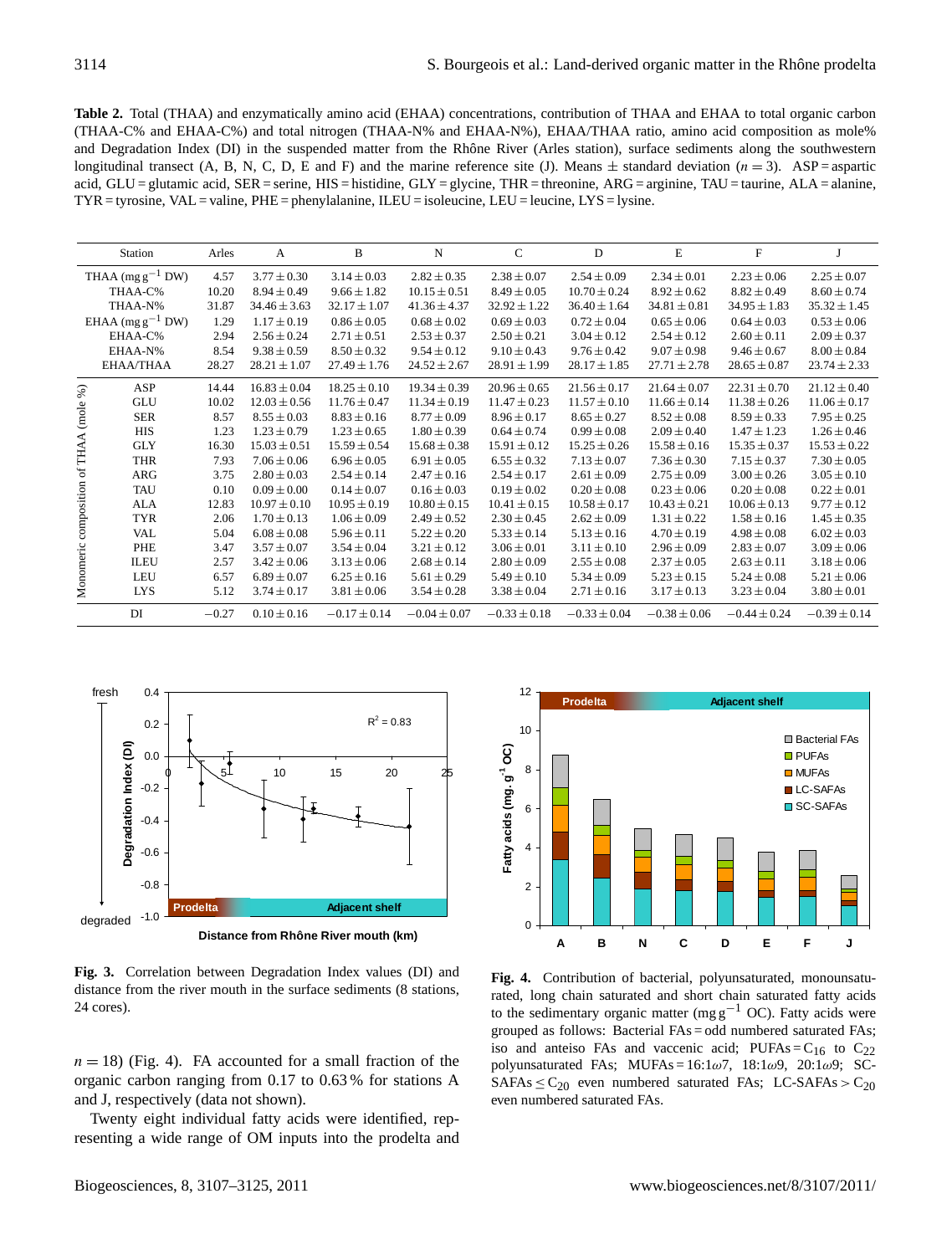**Table 2.** Total (THAA) and enzymatically amino acid (EHAA) concentrations, contribution of THAA and EHAA to total organic carbon (THAA-C% and EHAA-C%) and total nitrogen (THAA-N% and EHAA-N%), EHAA/THAA ratio, amino acid composition as mole% and Degradation Index (DI) in the suspended matter from the Rhône River (Arles station), surface sediments along the southwestern longitudinal transect (A, B, N, C, D, E and F) and the marine reference site (J). Means ± standard deviation ($n = 3$). ASP = aspartic acid, GLU = glutamic acid, SER = serine, HIS = histidine, GLY = glycine, THR = threonine, ARG = arginine, TAU = taurine, ALA = alanine, TYR = tyrosine, VAL = valine, PHE = phenylalanine, ILEU = isoleucine, LEU = leucine, LYS = lysine.

| | Station | Arles | A | B | N | C | D | E | F | J |
|---|---|---|---|---|---|---|---|---|---|---|
| | THAA (mg $g^{-1}$ DW) | 4.57 | 3.77 ± 0.30 | 3.14 ± 0.03 | 2.82 ± 0.35 | 2.38 ± 0.07 | 2.54 ± 0.09 | 2.34 ± 0.01 | 2.23 ± 0.06 | 2.25 ± 0.07 |
| | THAA-C% | 10.20 | 8.94 ± 0.49 | 9.66 ± 1.82 | 10.15 ± 0.51 | 8.49 ± 0.05 | 10.70 ± 0.24 | 8.92 ± 0.62 | 8.82 ± 0.49 | 8.60 ± 0.74 |
| | THAA-N% | 31.87 | 34.46 ± 3.63 | 32.17 ± 1.07 | 41.36 ± 4.37 | 32.92 ± 1.22 | 36.40 ± 1.64 | 34.81 ± 0.81 | 34.95 ± 1.83 | 35.32 ± 1.45 |
| | EHAA (mg $g^{-1}$ DW) | 1.29 | 1.17 ± 0.19 | 0.86 ± 0.05 | 0.68 ± 0.02 | 0.69 ± 0.03 | 0.72 ± 0.04 | 0.65 ± 0.06 | 0.64 ± 0.03 | 0.53 ± 0.06 |
| | EHAA-C% | 2.94 | 2.56 ± 0.24 | 2.71 ± 0.51 | 2.53 ± 0.37 | 2.50 ± 0.21 | 3.04 ± 0.12 | 2.54 ± 0.12 | 2.60 ± 0.11 | 2.09 ± 0.37 |
| | EHAA-N% | 8.54 | 9.38 ± 0.59 | 8.50 ± 0.32 | 9.54 ± 0.12 | 9.10 ± 0.43 | 9.76 ± 0.42 | 9.07 ± 0.98 | 9.46 ± 0.67 | 8.00 ± 0.84 |
| | EHAA/THAA | 28.27 | 28.21 ± 1.07 | 27.49 ± 1.76 | 24.52 ± 2.67 | 28.91 ± 1.99 | 28.17 ± 1.85 | 27.71 ± 2.78 | 28.65 ± 0.87 | 23.74 ± 2.33 |
| Monomeric composition of THAA (mole %) | ASP | 14.44 | 16.83 ± 0.04 | 18.25 ± 0.10 | 19.34 ± 0.39 | 20.96 ± 0.65 | 21.56 ± 0.17 | 21.64 ± 0.07 | 22.31 ± 0.70 | 21.12 ± 0.40 |
| | GLU | 10.02 | 12.03 ± 0.56 | 11.76 ± 0.47 | 11.34 ± 0.19 | 11.47 ± 0.23 | 11.57 ± 0.10 | 11.66 ± 0.14 | 11.38 ± 0.26 | 11.06 ± 0.17 |
| | SER | 8.57 | 8.55 ± 0.03 | 8.83 ± 0.16 | 8.77 ± 0.09 | 8.96 ± 0.17 | 8.65 ± 0.27 | 8.52 ± 0.08 | 8.59 ± 0.33 | 7.95 ± 0.25 |
| | HIS | 1.23 | 1.23 ± 0.79 | 1.23 ± 0.65 | 1.80 ± 0.39 | 0.64 ± 0.74 | 0.99 ± 0.08 | 2.09 ± 0.40 | 1.47 ± 1.23 | 1.26 ± 0.46 |
| | GLY | 16.30 | 15.03 ± 0.51 | 15.59 ± 0.54 | 15.68 ± 0.38 | 15.91 ± 0.12 | 15.25 ± 0.26 | 15.58 ± 0.16 | 15.35 ± 0.37 | 15.53 ± 0.22 |
| | THR | 7.93 | 7.06 ± 0.06 | 6.96 ± 0.05 | 6.91 ± 0.05 | 6.55 ± 0.32 | 7.13 ± 0.07 | 7.36 ± 0.30 | 7.15 ± 0.37 | 7.30 ± 0.05 |
| | ARG | 3.75 | 2.80 ± 0.03 | 2.54 ± 0.14 | 2.47 ± 0.16 | 2.54 ± 0.17 | 2.61 ± 0.09 | 2.75 ± 0.09 | 3.00 ± 0.26 | 3.05 ± 0.10 |
| | TAU | 0.10 | 0.09 ± 0.00 | 0.14 ± 0.07 | 0.16 ± 0.03 | 0.19 ± 0.02 | 0.20 ± 0.08 | 0.23 ± 0.06 | 0.20 ± 0.08 | 0.22 ± 0.01 |
| | ALA | 12.83 | 10.97 ± 0.10 | 10.95 ± 0.19 | 10.80 ± 0.15 | 10.41 ± 0.15 | 10.58 ± 0.17 | 10.43 ± 0.21 | 10.06 ± 0.13 | 9.77 ± 0.12 |
| | TYR | 2.06 | 1.70 ± 0.13 | 1.06 ± 0.09 | 2.49 ± 0.52 | 2.30 ± 0.45 | 2.62 ± 0.09 | 1.31 ± 0.22 | 1.58 ± 0.16 | 1.45 ± 0.35 |
| | VAL | 5.04 | 6.08 ± 0.08 | 5.96 ± 0.11 | 5.22 ± 0.20 | 5.33 ± 0.14 | 5.13 ± 0.16 | 4.70 ± 0.19 | 4.98 ± 0.08 | 6.02 ± 0.03 |
| | PHE | 3.47 | 3.57 ± 0.07 | 3.54 ± 0.04 | 3.21 ± 0.12 | 3.06 ± 0.01 | 3.11 ± 0.10 | 2.96 ± 0.09 | 2.83 ± 0.07 | 3.09 ± 0.06 |
| | ILEU | 2.57 | 3.42 ± 0.06 | 3.13 ± 0.06 | 2.68 ± 0.14 | 2.80 ± 0.09 | 2.55 ± 0.08 | 2.37 ± 0.05 | 2.63 ± 0.11 | 3.18 ± 0.06 |
| | LEU | 6.57 | 6.89 ± 0.07 | 6.25 ± 0.16 | 5.61 ± 0.29 | 5.49 ± 0.10 | 5.34 ± 0.09 | 5.23 ± 0.15 | 5.24 ± 0.08 | 5.21 ± 0.06 |
| | LYS | 5.12 | 3.74 ± 0.17 | 3.81 ± 0.06 | 3.54 ± 0.28 | 3.38 ± 0.04 | 2.71 ± 0.16 | 3.17 ± 0.13 | 3.23 ± 0.04 | 3.80 ± 0.01 |
| | DI | −0.27 | 0.10 ± 0.16 | −0.17 ± 0.14 | −0.04 ± 0.07 | −0.33 ± 0.18 | −0.33 ± 0.04 | −0.38 ± 0.06 | −0.44 ± 0.24 | −0.39 ± 0.14 |

**Fig. 3.** Correlation between Degradation Index values (DI) and distance from the river mouth in the surface sediments (8 stations, 24 cores).

**Fig. 4.** Contribution of bacterial, polyunsaturated, monounsaturated, long chain saturated and short chain saturated fatty acids to the sedimentary organic matter (mg $g^{-1}$ OC). Fatty acids were grouped as follows: Bacterial FAs = odd numbered saturated FAs; iso and anteiso FAs and vaccenic acid; PUFAs = $C_{16}$ to $C_{22}$ polyunsaturated FAs; MUFAs = 16:1ω7, 18:1ω9, 20:1ω9; SC-SAFAs ≤ $C_{20}$ even numbered saturated FAs; LC-SAFAs > $C_{20}$ even numbered saturated FAs.

$n = 18$) (Fig. 4). FA accounted for a small fraction of the organic carbon ranging from 0.17 to 0.63 % for stations A and J, respectively (data not shown).

Twenty eight individual fatty acids were identified, representing a wide range of OM inputs into the prodelta and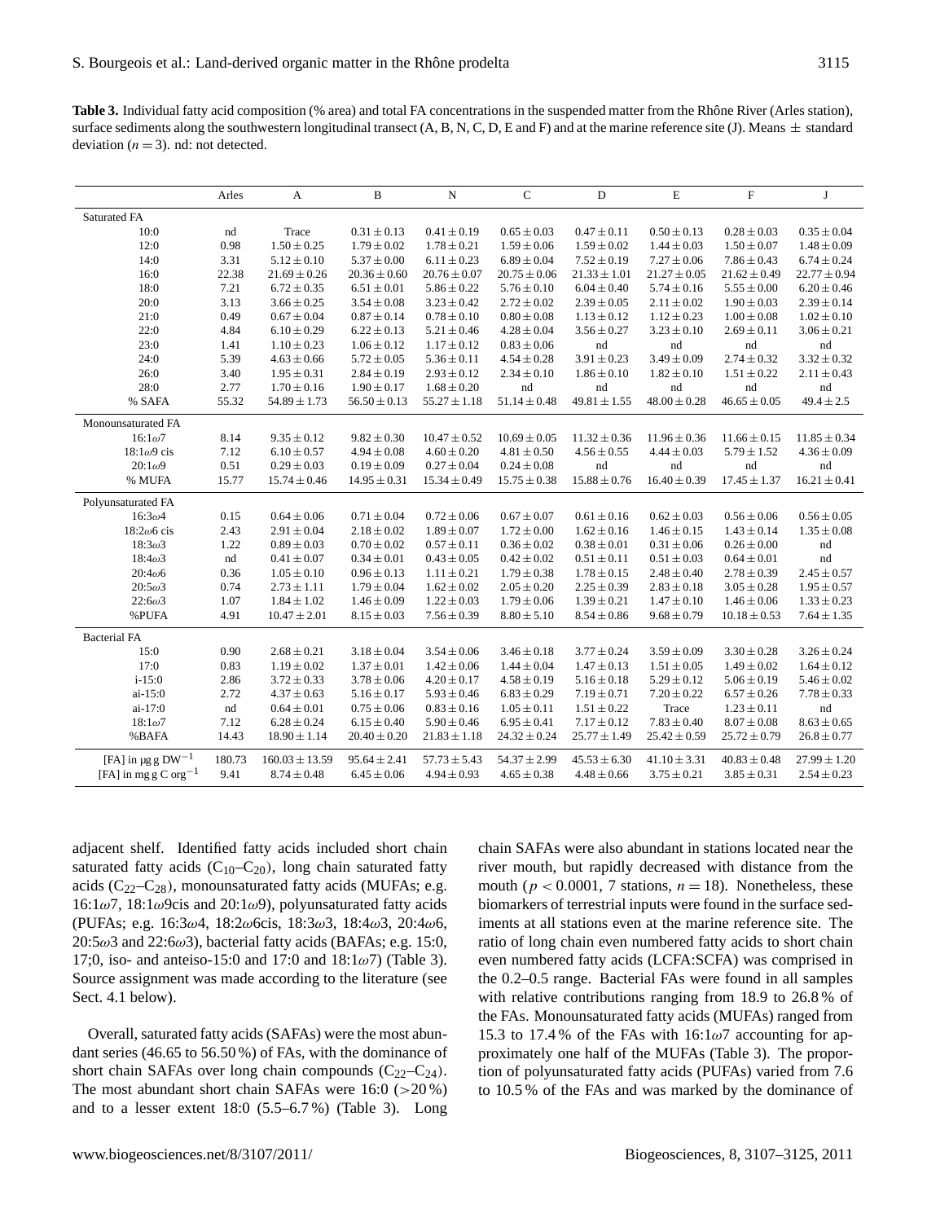**Table 3.** Individual fatty acid composition (% area) and total FA concentrations in the suspended matter from the Rhône River (Arles station), surface sediments along the southwestern longitudinal transect (A, B, N, C, D, E and F) and at the marine reference site (J). Means ± standard deviation ($n = 3$). nd: not detected.

| | Arles | A | B | N | C | D | E | F | J |
|---|---|---|---|---|---|---|---|---|---|
| Saturated FA | | | | | | | | | |
| 10:0 | nd | Trace | 0.31 ± 0.13 | 0.41 ± 0.19 | 0.65 ± 0.03 | 0.47 ± 0.11 | 0.50 ± 0.13 | 0.28 ± 0.03 | 0.35 ± 0.04 |
| 12:0 | 0.98 | 1.50 ± 0.25 | 1.79 ± 0.02 | 1.78 ± 0.21 | 1.59 ± 0.06 | 1.59 ± 0.02 | 1.44 ± 0.03 | 1.50 ± 0.07 | 1.48 ± 0.09 |
| 14:0 | 3.31 | 5.12 ± 0.10 | 5.37 ± 0.00 | 6.11 ± 0.23 | 6.89 ± 0.04 | 7.52 ± 0.19 | 7.27 ± 0.06 | 7.86 ± 0.43 | 6.74 ± 0.24 |
| 16:0 | 22.38 | 21.69 ± 0.26 | 20.36 ± 0.60 | 20.76 ± 0.07 | 20.75 ± 0.06 | 21.33 ± 1.01 | 21.27 ± 0.05 | 21.62 ± 0.49 | 22.77 ± 0.94 |
| 18:0 | 7.21 | 6.72 ± 0.35 | 6.51 ± 0.01 | 5.86 ± 0.22 | 5.76 ± 0.10 | 6.04 ± 0.40 | 5.74 ± 0.16 | 5.55 ± 0.00 | 6.20 ± 0.46 |
| 20:0 | 3.13 | 3.66 ± 0.25 | 3.54 ± 0.08 | 3.23 ± 0.42 | 2.72 ± 0.02 | 2.39 ± 0.05 | 2.11 ± 0.02 | 1.90 ± 0.03 | 2.39 ± 0.14 |
| 21:0 | 0.49 | 0.67 ± 0.04 | 0.87 ± 0.14 | 0.78 ± 0.10 | 0.80 ± 0.08 | 1.13 ± 0.12 | 1.12 ± 0.23 | 1.00 ± 0.08 | 1.02 ± 0.10 |
| 22:0 | 4.84 | 6.10 ± 0.29 | 6.22 ± 0.13 | 5.21 ± 0.46 | 4.28 ± 0.04 | 3.56 ± 0.27 | 3.23 ± 0.10 | 2.69 ± 0.11 | 3.06 ± 0.21 |
| 23:0 | 1.41 | 1.10 ± 0.23 | 1.06 ± 0.12 | 1.17 ± 0.12 | 0.83 ± 0.06 | nd | nd | nd | nd |
| 24:0 | 5.39 | 4.63 ± 0.66 | 5.72 ± 0.05 | 5.36 ± 0.11 | 4.54 ± 0.28 | 3.91 ± 0.23 | 3.49 ± 0.09 | 2.74 ± 0.32 | 3.32 ± 0.32 |
| 26:0 | 3.40 | 1.95 ± 0.31 | 2.84 ± 0.19 | 2.93 ± 0.12 | 2.34 ± 0.10 | 1.86 ± 0.10 | 1.82 ± 0.10 | 1.51 ± 0.22 | 2.11 ± 0.43 |
| 28:0 | 2.77 | 1.70 ± 0.16 | 1.90 ± 0.17 | 1.68 ± 0.20 | nd | nd | nd | nd | nd |
| % SAFA | 55.32 | 54.89 ± 1.73 | 56.50 ± 0.13 | 55.27 ± 1.18 | 51.14 ± 0.48 | 49.81 ± 1.55 | 48.00 ± 0.28 | 46.65 ± 0.05 | 49.4 ± 2.5 |
| Monounsaturated FA | | | | | | | | | |
| 16:1ω7 | 8.14 | 9.35 ± 0.12 | 9.82 ± 0.30 | 10.47 ± 0.52 | 10.69 ± 0.05 | 11.32 ± 0.36 | 11.96 ± 0.36 | 11.66 ± 0.15 | 11.85 ± 0.34 |
| 18:1ω9 cis | 7.12 | 6.10 ± 0.57 | 4.94 ± 0.08 | 4.60 ± 0.20 | 4.81 ± 0.50 | 4.56 ± 0.55 | 4.44 ± 0.03 | 5.79 ± 1.52 | 4.36 ± 0.09 |
| 20:1ω9 | 0.51 | 0.29 ± 0.03 | 0.19 ± 0.09 | 0.27 ± 0.04 | 0.24 ± 0.08 | nd | nd | nd | nd |
| % MUFA | 15.77 | 15.74 ± 0.46 | 14.95 ± 0.31 | 15.34 ± 0.49 | 15.75 ± 0.38 | 15.88 ± 0.76 | 16.40 ± 0.39 | 17.45 ± 1.37 | 16.21 ± 0.41 |
| Polyunsaturated FA | | | | | | | | | |
| 16:3ω4 | 0.15 | 0.64 ± 0.06 | 0.71 ± 0.04 | 0.72 ± 0.06 | 0.67 ± 0.07 | 0.61 ± 0.16 | 0.62 ± 0.03 | 0.56 ± 0.06 | 0.56 ± 0.05 |
| 18:2ω6 cis | 2.43 | 2.91 ± 0.04 | 2.18 ± 0.02 | 1.89 ± 0.07 | 1.72 ± 0.00 | 1.62 ± 0.16 | 1.46 ± 0.15 | 1.43 ± 0.14 | 1.35 ± 0.08 |
| 18:3ω3 | 1.22 | 0.89 ± 0.03 | 0.70 ± 0.02 | 0.57 ± 0.11 | 0.36 ± 0.02 | 0.38 ± 0.01 | 0.31 ± 0.06 | 0.26 ± 0.00 | nd |
| 18:4ω3 | nd | 0.41 ± 0.07 | 0.34 ± 0.01 | 0.43 ± 0.05 | 0.42 ± 0.02 | 0.51 ± 0.11 | 0.51 ± 0.03 | 0.64 ± 0.01 | nd |
| 20:4ω6 | 0.36 | 1.05 ± 0.13 | 0.96 ± 0.13 | 1.11 ± 0.21 | 1.79 ± 0.38 | 1.78 ± 0.15 | 2.48 ± 0.40 | 2.78 ± 0.39 | 2.45 ± 0.57 |
| 20:5ω3 | 0.74 | 2.73 ± 1.11 | 1.79 ± 0.04 | 1.62 ± 0.02 | 2.05 ± 0.20 | 2.25 ± 0.39 | 2.83 ± 0.18 | 3.05 ± 0.28 | 1.95 ± 0.57 |
| 22:6ω3 | 1.07 | 1.84 ± 1.02 | 1.46 ± 0.09 | 1.22 ± 0.03 | 1.79 ± 0.06 | 1.39 ± 0.21 | 1.47 ± 0.10 | 1.46 ± 0.06 | 1.33 ± 0.23 |
| %PUFA | 4.91 | 10.47 ± 2.01 | 8.15 ± 0.03 | 7.56 ± 0.39 | 8.80 ± 5.10 | 8.54 ± 0.86 | 9.68 ± 0.79 | 10.18 ± 0.53 | 7.64 ± 1.35 |
| Bacterial FA | | | | | | | | | |
| 15:0 | 0.90 | 2.68 ± 0.21 | 3.18 ± 0.04 | 3.54 ± 0.06 | 3.46 ± 0.18 | 3.77 ± 0.24 | 3.59 ± 0.09 | 3.30 ± 0.28 | 3.26 ± 0.24 |
| 17:0 | 0.83 | 1.19 ± 0.02 | 1.37 ± 0.01 | 1.42 ± 0.06 | 1.44 ± 0.04 | 1.47 ± 0.13 | 1.51 ± 0.05 | 1.49 ± 0.02 | 1.64 ± 0.12 |
| i-15:0 | 2.86 | 3.72 ± 0.33 | 3.78 ± 0.06 | 4.20 ± 0.17 | 4.58 ± 0.19 | 5.16 ± 0.18 | 5.29 ± 0.12 | 5.06 ± 0.19 | 5.46 ± 0.02 |
| ai-15:0 | 2.72 | 4.37 ± 0.63 | 5.16 ± 0.17 | 5.93 ± 0.46 | 6.83 ± 0.29 | 7.19 ± 0.71 | 7.20 ± 0.22 | 6.57 ± 0.26 | 7.78 ± 0.33 |
| ai-17:0 | nd | 0.64 ± 0.01 | 0.75 ± 0.06 | 0.83 ± 0.16 | 1.05 ± 0.11 | 1.51 ± 0.22 | Trace | 1.23 ± 0.11 | nd |
| 18:1ω7 | 7.12 | 6.28 ± 0.24 | 6.15 ± 0.40 | 5.90 ± 0.46 | 6.95 ± 0.41 | 7.17 ± 0.12 | 7.83 ± 0.40 | 8.07 ± 0.08 | 8.63 ± 0.65 |
| %BAFA | 14.43 | 18.90 ± 1.14 | 20.40 ± 0.20 | 21.83 ± 1.18 | 24.32 ± 0.24 | 25.77 ± 1.49 | 25.42 ± 0.59 | 25.72 ± 0.79 | 26.8 ± 0.77 |
| [FA] in µg g $DW^{-1}$ | 180.73 | 160.03 ± 13.59 | 95.64 ± 2.41 | 57.73 ± 5.43 | 54.37 ± 2.99 | 45.53 ± 6.30 | 41.10 ± 3.31 | 40.83 ± 0.48 | 27.99 ± 1.20 |
| [FA] in mg g C $org^{-1}$ | 9.41 | 8.74 ± 0.48 | 6.45 ± 0.06 | 4.94 ± 0.93 | 4.65 ± 0.38 | 4.48 ± 0.66 | 3.75 ± 0.21 | 3.85 ± 0.31 | 2.54 ± 0.23 |

adjacent shelf. Identified fatty acids included short chain saturated fatty acids ($C_{10}$–$C_{20}$), long chain saturated fatty acids ($C_{22}$–$C_{28}$), monounsaturated fatty acids (MUFAs; e.g. 16:1ω7, 18:1ω9cis and 20:1ω9), polyunsaturated fatty acids (PUFAs; e.g. 16:3ω4, 18:2ω6cis, 18:3ω3, 18:4ω3, 20:4ω6, 20:5ω3 and 22:6ω3), bacterial fatty acids (BAFAs; e.g. 15:0, 17;0, iso- and anteiso-15:0 and 17:0 and 18:1ω7) (Table 3). Source assignment was made according to the literature (see Sect. 4.1 below).

Overall, saturated fatty acids (SAFAs) were the most abundant series (46.65 to 56.50 %) of FAs, with the dominance of short chain SAFAs over long chain compounds ($C_{22}$–$C_{24}$). The most abundant short chain SAFAs were 16:0 (>20 %) and to a lesser extent 18:0 (5.5–6.7 %) (Table 3). Long chain SAFAs were also abundant in stations located near the river mouth, but rapidly decreased with distance from the mouth ($p < 0.0001$, 7 stations, $n = 18$). Nonetheless, these biomarkers of terrestrial inputs were found in the surface sediments at all stations even at the marine reference site. The ratio of long chain even numbered fatty acids to short chain even numbered fatty acids (LCFA:SCFA) was comprised in the 0.2–0.5 range. Bacterial FAs were found in all samples with relative contributions ranging from 18.9 to 26.8 % of the FAs. Monounsaturated fatty acids (MUFAs) ranged from 15.3 to 17.4 % of the FAs with 16:1ω7 accounting for approximately one half of the MUFAs (Table 3). The proportion of polyunsaturated fatty acids (PUFAs) varied from 7.6 to 10.5 % of the FAs and was marked by the dominance of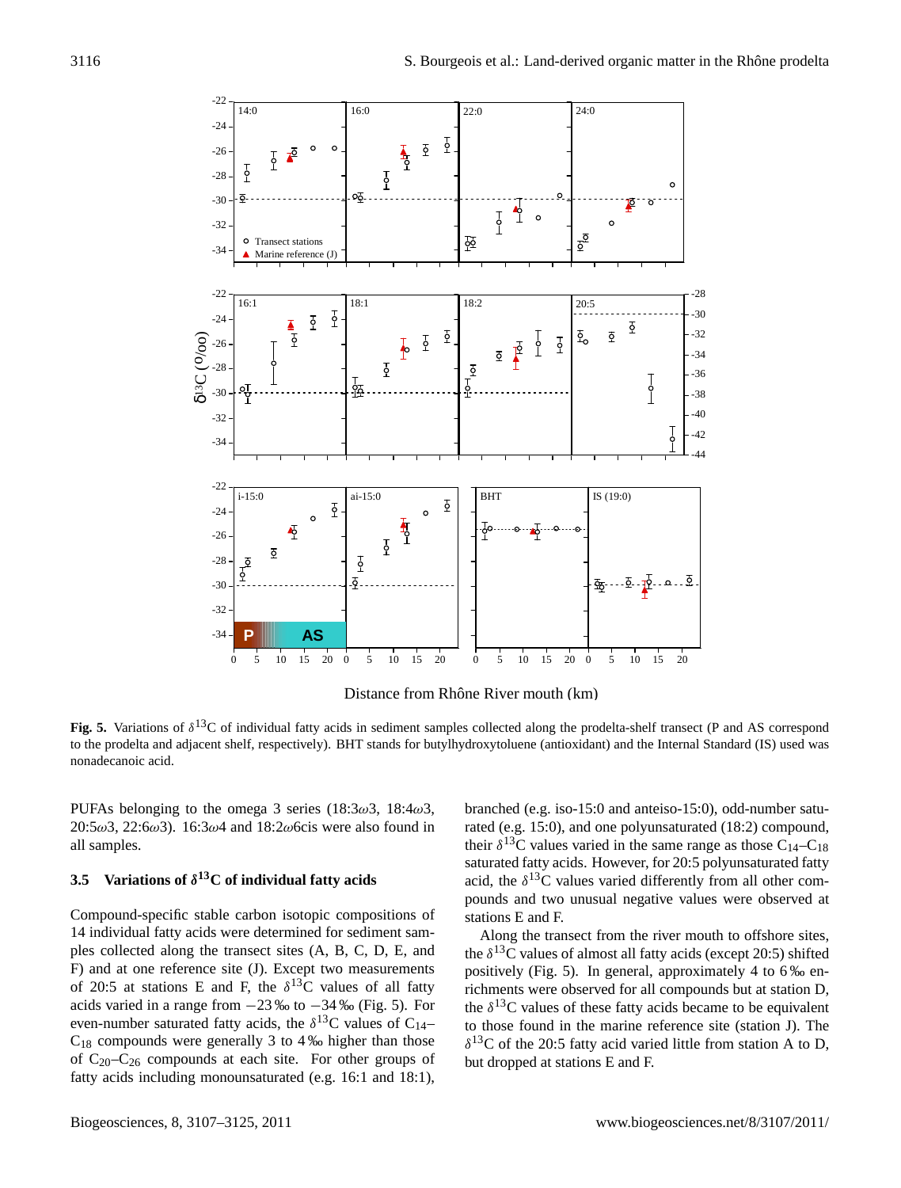14:0

16:0

22:0

24:0

Transect stations

Marine reference (J)

16:1

18:1

18:2

20:5

i-15:0

ai-15:0

BHT

IS (19:0)

P

AS

δ13C (0/00)

Distance from Rhône River mouth (km)

**Fig. 5.** Variations of $\delta^{13}$C of individual fatty acids in sediment samples collected along the prodelta-shelf transect (P and AS correspond to the prodelta and adjacent shelf, respectively). BHT stands for butylhydroxytoluene (antioxidant) and the Internal Standard (IS) used was nonadecanoic acid.

PUFAs belonging to the omega 3 series (18:3ω3, 18:4ω3, 20:5ω3, 22:6ω3). 16:3ω4 and 18:2ω6cis were also found in all samples.

### 3.5 Variations of $\delta^{13}$C of individual fatty acids

Compound-specific stable carbon isotopic compositions of 14 individual fatty acids were determined for sediment samples collected along the transect sites (A, B, C, D, E, and F) and at one reference site (J). Except two measurements of 20:5 at stations E and F, the $\delta^{13}$C values of all fatty acids varied in a range from −23 ‰ to −34 ‰ (Fig. 5). For even-number saturated fatty acids, the $\delta^{13}$C values of $C_{14}$–$C_{18}$ compounds were generally 3 to 4 ‰ higher than those of $C_{20}$–$C_{26}$ compounds at each site. For other groups of fatty acids including monounsaturated (e.g. 16:1 and 18:1), branched (e.g. iso-15:0 and anteiso-15:0), odd-number saturated (e.g. 15:0), and one polyunsaturated (18:2) compound, their $\delta^{13}$C values varied in the same range as those $C_{14}$–$C_{18}$ saturated fatty acids. However, for 20:5 polyunsaturated fatty acid, the $\delta^{13}$C values varied differently from all other compounds and two unusual negative values were observed at stations E and F.

Along the transect from the river mouth to offshore sites, the $\delta^{13}$C values of almost all fatty acids (except 20:5) shifted positively (Fig. 5). In general, approximately 4 to 6 ‰ enrichments were observed for all compounds but at station D, the $\delta^{13}$C values of these fatty acids became to be equivalent to those found in the marine reference site (station J). The $\delta^{13}$C of the 20:5 fatty acid varied little from station A to D, but dropped at stations E and F.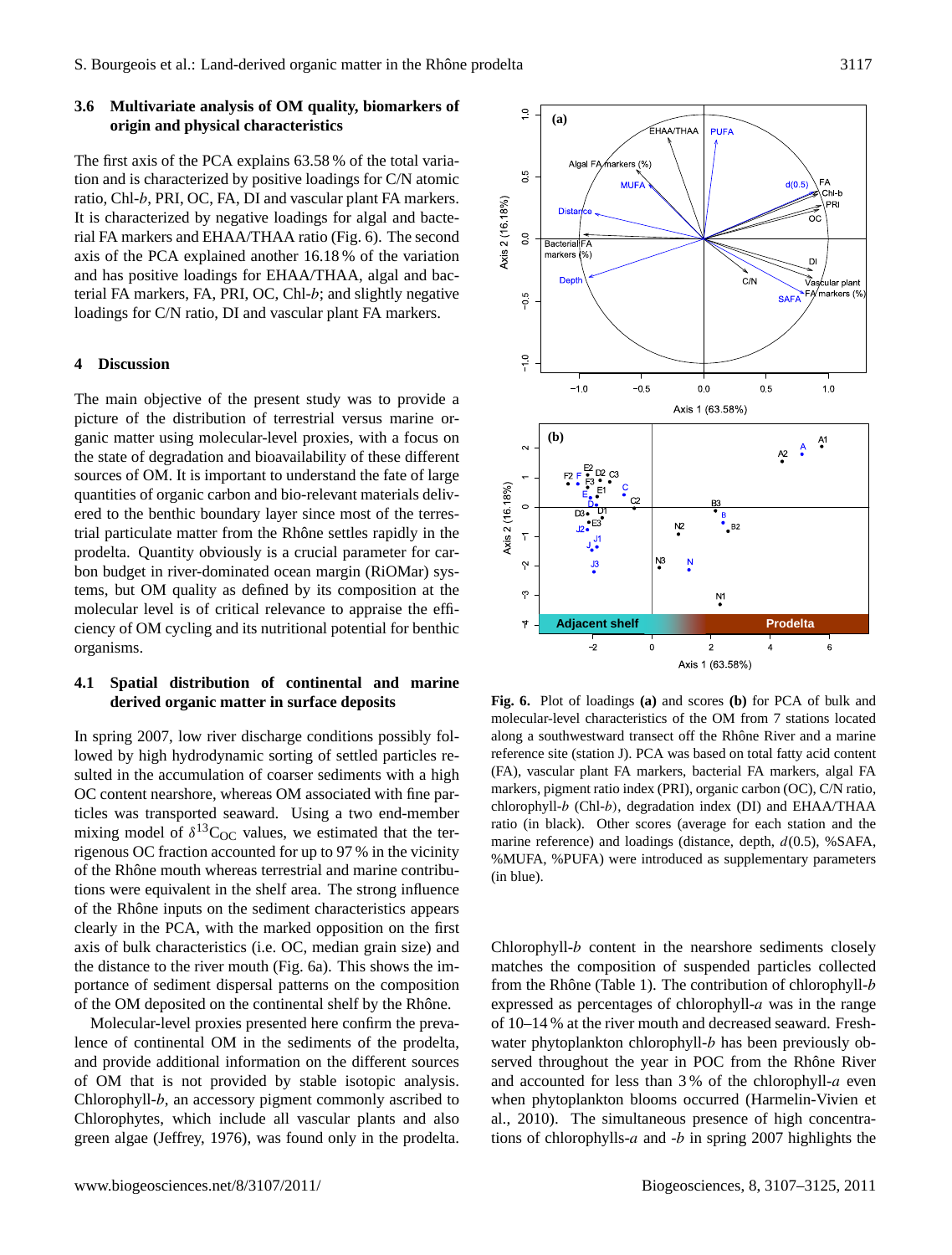### 3.6 Multivariate analysis of OM quality, biomarkers of origin and physical characteristics

The first axis of the PCA explains 63.58 % of the total variation and is characterized by positive loadings for C/N atomic ratio, Chl-*b*, PRI, OC, FA, DI and vascular plant FA markers. It is characterized by negative loadings for algal and bacterial FA markers and EHAA/THAA ratio (Fig. 6). The second axis of the PCA explained another 16.18 % of the variation and has positive loadings for EHAA/THAA, algal and bacterial FA markers, FA, PRI, OC, Chl-*b*; and slightly negative loadings for C/N ratio, DI and vascular plant FA markers.

## 4 Discussion

The main objective of the present study was to provide a picture of the distribution of terrestrial versus marine organic matter using molecular-level proxies, with a focus on the state of degradation and bioavailability of these different sources of OM. It is important to understand the fate of large quantities of organic carbon and bio-relevant materials delivered to the benthic boundary layer since most of the terrestrial particulate matter from the Rhône settles rapidly in the prodelta. Quantity obviously is a crucial parameter for carbon budget in river-dominated ocean margin (RiOMar) systems, but OM quality as defined by its composition at the molecular level is of critical relevance to appraise the efficiency of OM cycling and its nutritional potential for benthic organisms.

### 4.1 Spatial distribution of continental and marine derived organic matter in surface deposits

In spring 2007, low river discharge conditions possibly followed by high hydrodynamic sorting of settled particles resulted in the accumulation of coarser sediments with a high OC content nearshore, whereas OM associated with fine particles was transported seaward. Using a two end-member mixing model of $\delta^{13}C_{OC}$ values, we estimated that the terrigenous OC fraction accounted for up to 97 % in the vicinity of the Rhône mouth whereas terrestrial and marine contributions were equivalent in the shelf area. The strong influence of the Rhône inputs on the sediment characteristics appears clearly in the PCA, with the marked opposition on the first axis of bulk characteristics (i.e. OC, median grain size) and the distance to the river mouth (Fig. 6a). This shows the importance of sediment dispersal patterns on the composition of the OM deposited on the continental shelf by the Rhône.

Molecular-level proxies presented here confirm the prevalence of continental OM in the sediments of the prodelta, and provide additional information on the different sources of OM that is not provided by stable isotopic analysis. Chlorophyll-*b*, an accessory pigment commonly ascribed to Chlorophytes, which include all vascular plants and also green algae (Jeffrey, 1976), was found only in the prodelta.

(a)
Axis 2 (16.18%)
Axis 1 (63.58%)
EHAA/THAA
PUFA
Algal FA markers (%)
MUFA
d(0.5)
FA
Chl-b
PRI
OC
Distance
Bacterial FA markers (%)
DI
Depth
C/N
Vascular plant FA markers (%)
SAFA
−1.0 −0.5 0.0 0.5 1.0

(b)
Axis 2 (16.18%)
Axis 1 (63.58%)
A1 A A2 F2 F E2 D2 C3 F3 E1 C E D C2 D3 D1 E3 J2 J1 J J3 B3 B B2 N2 N3 N N1
Adjacent shelf
Prodelta
−2 0 2 4 6

**Fig. 6.** Plot of loadings **(a)** and scores **(b)** for PCA of bulk and molecular-level characteristics of the OM from 7 stations located along a southwestward transect off the Rhône River and a marine reference site (station J). PCA was based on total fatty acid content (FA), vascular plant FA markers, bacterial FA markers, algal FA markers, pigment ratio index (PRI), organic carbon (OC), C/N ratio, chlorophyll-*b* (Chl-*b*), degradation index (DI) and EHAA/THAA ratio (in black). Other scores (average for each station and the marine reference) and loadings (distance, depth, *d*(0.5), %SAFA, %MUFA, %PUFA) were introduced as supplementary parameters (in blue).

Chlorophyll-*b* content in the nearshore sediments closely matches the composition of suspended particles collected from the Rhône (Table 1). The contribution of chlorophyll-*b* expressed as percentages of chlorophyll-*a* was in the range of 10–14 % at the river mouth and decreased seaward. Freshwater phytoplankton chlorophyll-*b* has been previously observed throughout the year in POC from the Rhône River and accounted for less than 3 % of the chlorophyll-*a* even when phytoplankton blooms occurred (Harmelin-Vivien et al., 2010). The simultaneous presence of high concentrations of chlorophylls-*a* and -*b* in spring 2007 highlights the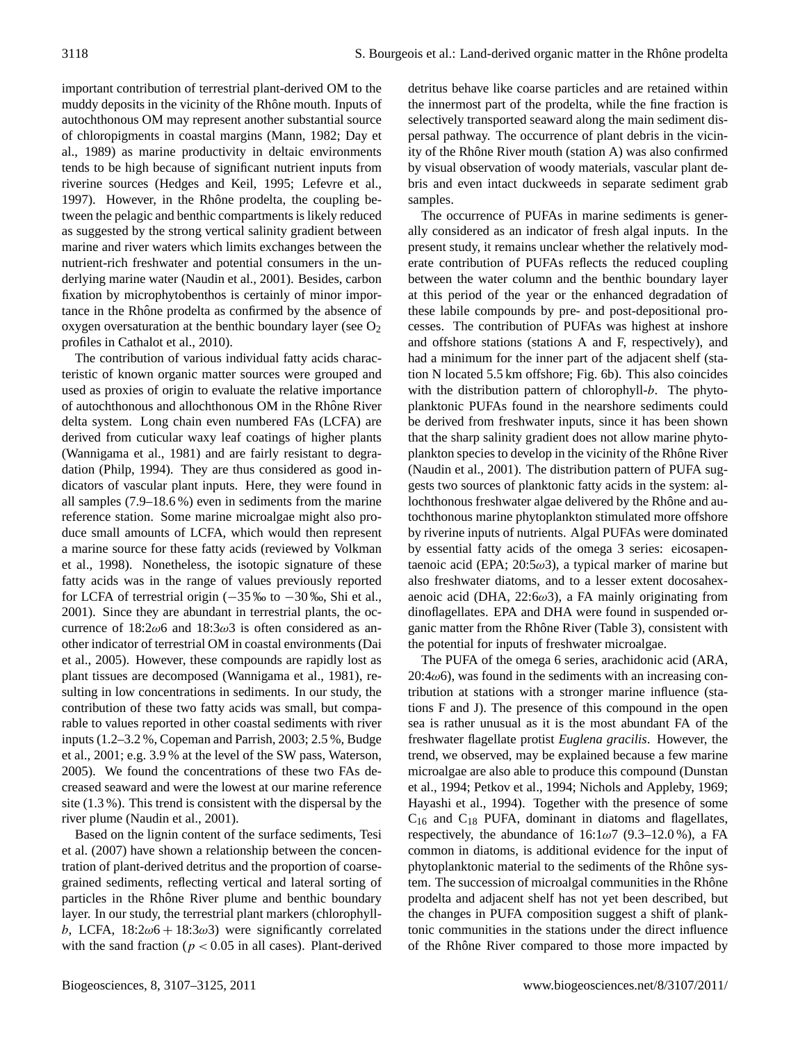important contribution of terrestrial plant-derived OM to the muddy deposits in the vicinity of the Rhône mouth. Inputs of autochthonous OM may represent another substantial source of chloropigments in coastal margins (Mann, 1982; Day et al., 1989) as marine productivity in deltaic environments tends to be high because of significant nutrient inputs from riverine sources (Hedges and Keil, 1995; Lefevre et al., 1997). However, in the Rhône prodelta, the coupling between the pelagic and benthic compartments is likely reduced as suggested by the strong vertical salinity gradient between marine and river waters which limits exchanges between the nutrient-rich freshwater and potential consumers in the underlying marine water (Naudin et al., 2001). Besides, carbon fixation by microphytobenthos is certainly of minor importance in the Rhône prodelta as confirmed by the absence of oxygen oversaturation at the benthic boundary layer (see $O_2$ profiles in Cathalot et al., 2010).

The contribution of various individual fatty acids characteristic of known organic matter sources were grouped and used as proxies of origin to evaluate the relative importance of autochthonous and allochthonous OM in the Rhône River delta system. Long chain even numbered FAs (LCFA) are derived from cuticular waxy leaf coatings of higher plants (Wannigama et al., 1981) and are fairly resistant to degradation (Philp, 1994). They are thus considered as good indicators of vascular plant inputs. Here, they were found in all samples (7.9–18.6 %) even in sediments from the marine reference station. Some marine microalgae might also produce small amounts of LCFA, which would then represent a marine source for these fatty acids (reviewed by Volkman et al., 1998). Nonetheless, the isotopic signature of these fatty acids was in the range of values previously reported for LCFA of terrestrial origin (−35 ‰ to −30 ‰, Shi et al., 2001). Since they are abundant in terrestrial plants, the occurrence of 18:2$\omega$6 and 18:3$\omega$3 is often considered as another indicator of terrestrial OM in coastal environments (Dai et al., 2005). However, these compounds are rapidly lost as plant tissues are decomposed (Wannigama et al., 1981), resulting in low concentrations in sediments. In our study, the contribution of these two fatty acids was small, but comparable to values reported in other coastal sediments with river inputs (1.2–3.2 %, Copeman and Parrish, 2003; 2.5 %, Budge et al., 2001; e.g. 3.9 % at the level of the SW pass, Waterson, 2005). We found the concentrations of these two FAs decreased seaward and were the lowest at our marine reference site (1.3 %). This trend is consistent with the dispersal by the river plume (Naudin et al., 2001).

Based on the lignin content of the surface sediments, Tesi et al. (2007) have shown a relationship between the concentration of plant-derived detritus and the proportion of coarse-grained sediments, reflecting vertical and lateral sorting of particles in the Rhône River plume and benthic boundary layer. In our study, the terrestrial plant markers (chlorophyll-*b*, LCFA, 18:2$\omega$6 + 18:3$\omega$3) were significantly correlated with the sand fraction ($p < 0.05$ in all cases). Plant-derived detritus behave like coarse particles and are retained within the innermost part of the prodelta, while the fine fraction is selectively transported seaward along the main sediment dispersal pathway. The occurrence of plant debris in the vicinity of the Rhône River mouth (station A) was also confirmed by visual observation of woody materials, vascular plant debris and even intact duckweeds in separate sediment grab samples.

The occurrence of PUFAs in marine sediments is generally considered as an indicator of fresh algal inputs. In the present study, it remains unclear whether the relatively moderate contribution of PUFAs reflects the reduced coupling between the water column and the benthic boundary layer at this period of the year or the enhanced degradation of these labile compounds by pre- and post-depositional processes. The contribution of PUFAs was highest at inshore and offshore stations (stations A and F, respectively), and had a minimum for the inner part of the adjacent shelf (station N located 5.5 km offshore; Fig. 6b). This also coincides with the distribution pattern of chlorophyll-*b*. The phytoplanktonic PUFAs found in the nearshore sediments could be derived from freshwater inputs, since it has been shown that the sharp salinity gradient does not allow marine phytoplankton species to develop in the vicinity of the Rhône River (Naudin et al., 2001). The distribution pattern of PUFA suggests two sources of planktonic fatty acids in the system: allochthonous freshwater algae delivered by the Rhône and autochthonous marine phytoplankton stimulated more offshore by riverine inputs of nutrients. Algal PUFAs were dominated by essential fatty acids of the omega 3 series: eicosapentaenoic acid (EPA; 20:5$\omega$3), a typical marker of marine but also freshwater diatoms, and to a lesser extent docosahexaenoic acid (DHA, 22:6$\omega$3), a FA mainly originating from dinoflagellates. EPA and DHA were found in suspended organic matter from the Rhône River (Table 3), consistent with the potential for inputs of freshwater microalgae.

The PUFA of the omega 6 series, arachidonic acid (ARA, 20:4$\omega$6), was found in the sediments with an increasing contribution at stations with a stronger marine influence (stations F and J). The presence of this compound in the open sea is rather unusual as it is the most abundant FA of the freshwater flagellate protist *Euglena gracilis*. However, the trend, we observed, may be explained because a few marine microalgae are also able to produce this compound (Dunstan et al., 1994; Petkov et al., 1994; Nichols and Appleby, 1969; Hayashi et al., 1994). Together with the presence of some $C_{16}$ and $C_{18}$ PUFA, dominant in diatoms and flagellates, respectively, the abundance of 16:1$\omega$7 (9.3–12.0 %), a FA common in diatoms, is additional evidence for the input of phytoplanktonic material to the sediments of the Rhône system. The succession of microalgal communities in the Rhône prodelta and adjacent shelf has not yet been described, but the changes in PUFA composition suggest a shift of planktonic communities in the stations under the direct influence of the Rhône River compared to those more impacted by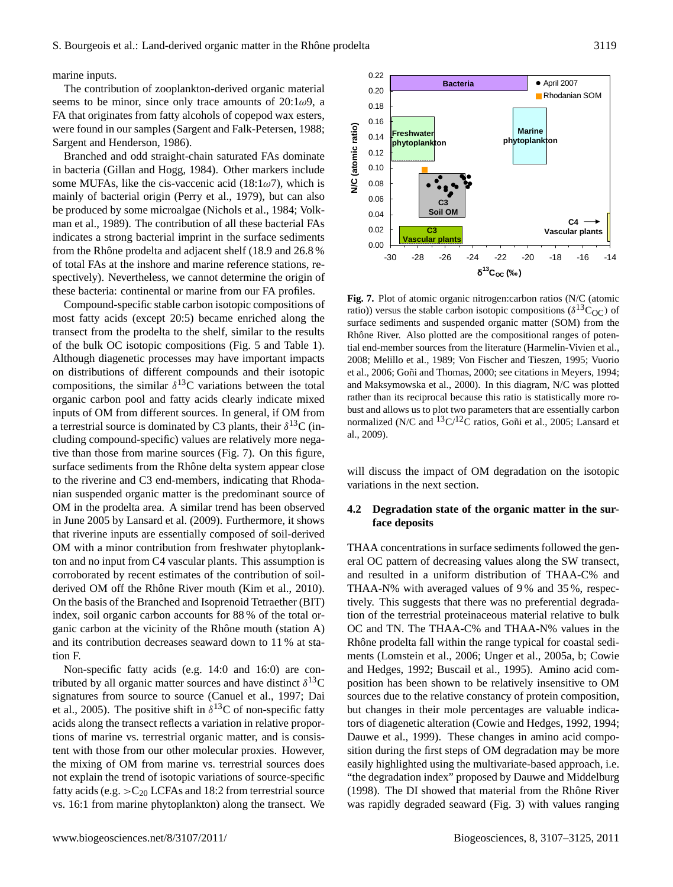marine inputs.

The contribution of zooplankton-derived organic material seems to be minor, since only trace amounts of 20:1$\omega$9, a FA that originates from fatty alcohols of copepod wax esters, were found in our samples (Sargent and Falk-Petersen, 1988; Sargent and Henderson, 1986).

Branched and odd straight-chain saturated FAs dominate in bacteria (Gillan and Hogg, 1984). Other markers include some MUFAs, like the cis-vaccenic acid (18:1$\omega$7), which is mainly of bacterial origin (Perry et al., 1979), but can also be produced by some microalgae (Nichols et al., 1984; Volkman et al., 1989). The contribution of all these bacterial FAs indicates a strong bacterial imprint in the surface sediments from the Rhône prodelta and adjacent shelf (18.9 and 26.8 % of total FAs at the inshore and marine reference stations, respectively). Nevertheless, we cannot determine the origin of these bacteria: continental or marine from our FA profiles.

Compound-specific stable carbon isotopic compositions of most fatty acids (except 20:5) became enriched along the transect from the prodelta to the shelf, similar to the results of the bulk OC isotopic compositions (Fig. 5 and Table 1). Although diagenetic processes may have important impacts on distributions of different compounds and their isotopic compositions, the similar $\delta^{13}$C variations between the total organic carbon pool and fatty acids clearly indicate mixed inputs of OM from different sources. In general, if OM from a terrestrial source is dominated by C3 plants, their $\delta^{13}$C (including compound-specific) values are relatively more negative than those from marine sources (Fig. 7). On this figure, surface sediments from the Rhône delta system appear close to the riverine and C3 end-members, indicating that Rhodanian suspended organic matter is the predominant source of OM in the prodelta area. A similar trend has been observed in June 2005 by Lansard et al. (2009). Furthermore, it shows that riverine inputs are essentially composed of soil-derived OM with a minor contribution from freshwater phytoplankton and no input from C4 vascular plants. This assumption is corroborated by recent estimates of the contribution of soil-derived OM off the Rhône River mouth (Kim et al., 2010). On the basis of the Branched and Isoprenoid Tetraether (BIT) index, soil organic carbon accounts for 88 % of the total organic carbon at the vicinity of the Rhône mouth (station A) and its contribution decreases seaward down to 11 % at station F.

Non-specific fatty acids (e.g. 14:0 and 16:0) are contributed by all organic matter sources and have distinct $\delta^{13}$C signatures from source to source (Canuel et al., 1997; Dai et al., 2005). The positive shift in $\delta^{13}$C of non-specific fatty acids along the transect reflects a variation in relative proportions of marine vs. terrestrial organic matter, and is consistent with those from our other molecular proxies. However, the mixing of OM from marine vs. terrestrial sources does not explain the trend of isotopic variations of source-specific fatty acids (e.g. $>C_{20}$ LCFAs and 18:2 from terrestrial source vs. 16:1 from marine phytoplankton) along the transect. We will discuss the impact of OM degradation on the isotopic variations in the next section.

N/C (atomic ratio)
0.22
0.20
0.18
0.16
0.14
0.12
0.10
0.08
0.06
0.04
0.02
0.00
-30 -28 -26 -24 -22 -20 -18 -16 -14
$\delta^{13}C_{OC}$ (‰)
Bacteria
April 2007
Rhodanian SOM
Freshwater phytoplankton
Marine phytoplankton
C3 Soil OM
C3 Vascular plants
C4 Vascular plants

**Fig. 7.** Plot of atomic organic nitrogen:carbon ratios (N/C (atomic ratio)) versus the stable carbon isotopic compositions ($\delta^{13}C_{OC}$) of surface sediments and suspended organic matter (SOM) from the Rhône River. Also plotted are the compositional ranges of potential end-member sources from the literature (Harmelin-Vivien et al., 2008; Melillo et al., 1989; Von Fischer and Tieszen, 1995; Vuorio et al., 2006; Goñi and Thomas, 2000; see citations in Meyers, 1994; and Maksymowska et al., 2000). In this diagram, N/C was plotted rather than its reciprocal because this ratio is statistically more robust and allows us to plot two parameters that are essentially carbon normalized (N/C and $^{13}$C/$^{12}$C ratios, Goñi et al., 2005; Lansard et al., 2009).

### 4.2 Degradation state of the organic matter in the surface deposits

THAA concentrations in surface sediments followed the general OC pattern of decreasing values along the SW transect, and resulted in a uniform distribution of THAA-C% and THAA-N% with averaged values of 9 % and 35 %, respectively. This suggests that there was no preferential degradation of the terrestrial proteinaceous material relative to bulk OC and TN. The THAA-C% and THAA-N% values in the Rhône prodelta fall within the range typical for coastal sediments (Lomstein et al., 2006; Unger et al., 2005a, b; Cowie and Hedges, 1992; Buscail et al., 1995). Amino acid composition has been shown to be relatively insensitive to OM sources due to the relative constancy of protein composition, but changes in their mole percentages are valuable indicators of diagenetic alteration (Cowie and Hedges, 1992, 1994; Dauwe et al., 1999). These changes in amino acid composition during the first steps of OM degradation may be more easily highlighted using the multivariate-based approach, i.e. "the degradation index" proposed by Dauwe and Middelburg (1998). The DI showed that material from the Rhône River was rapidly degraded seaward (Fig. 3) with values ranging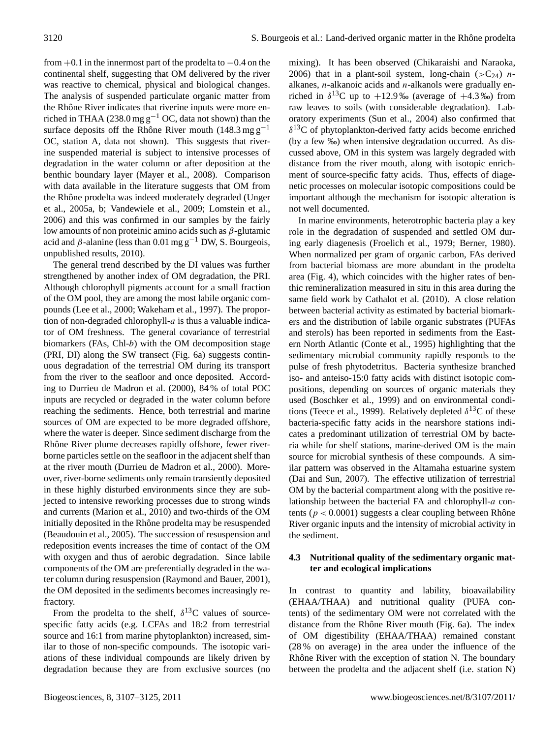from +0.1 in the innermost part of the prodelta to −0.4 on the continental shelf, suggesting that OM delivered by the river was reactive to chemical, physical and biological changes. The analysis of suspended particulate organic matter from the Rhône River indicates that riverine inputs were more enriched in THAA (238.0 mg $g^{-1}$ OC, data not shown) than the surface deposits off the Rhône River mouth (148.3 mg $g^{-1}$ OC, station A, data not shown). This suggests that riverine suspended material is subject to intensive processes of degradation in the water column or after deposition at the benthic boundary layer (Mayer et al., 2008). Comparison with data available in the literature suggests that OM from the Rhône prodelta was indeed moderately degraded (Unger et al., 2005a, b; Vandewiele et al., 2009; Lomstein et al., 2006) and this was confirmed in our samples by the fairly low amounts of non proteinic amino acids such as $\beta$-glutamic acid and $\beta$-alanine (less than 0.01 mg $g^{-1}$ DW, S. Bourgeois, unpublished results, 2010).

The general trend described by the DI values was further strengthened by another index of OM degradation, the PRI. Although chlorophyll pigments account for a small fraction of the OM pool, they are among the most labile organic compounds (Lee et al., 2000; Wakeham et al., 1997). The proportion of non-degraded chlorophyll-*a* is thus a valuable indicator of OM freshness. The general covariance of terrestrial biomarkers (FAs, Chl-*b*) with the OM decomposition stage (PRI, DI) along the SW transect (Fig. 6a) suggests continuous degradation of the terrestrial OM during its transport from the river to the seafloor and once deposited. According to Durrieu de Madron et al. (2000), 84 % of total POC inputs are recycled or degraded in the water column before reaching the sediments. Hence, both terrestrial and marine sources of OM are expected to be more degraded offshore, where the water is deeper. Since sediment discharge from the Rhône River plume decreases rapidly offshore, fewer riverborne particles settle on the seafloor in the adjacent shelf than at the river mouth (Durrieu de Madron et al., 2000). Moreover, river-borne sediments only remain transiently deposited in these highly disturbed environments since they are subjected to intensive reworking processes due to strong winds and currents (Marion et al., 2010) and two-thirds of the OM initially deposited in the Rhône prodelta may be resuspended (Beaudouin et al., 2005). The succession of resuspension and redeposition events increases the time of contact of the OM with oxygen and thus of aerobic degradation. Since labile components of the OM are preferentially degraded in the water column during resuspension (Raymond and Bauer, 2001), the OM deposited in the sediments becomes increasingly refractory.

From the prodelta to the shelf, $\delta^{13}$C values of source-specific fatty acids (e.g. LCFAs and 18:2 from terrestrial source and 16:1 from marine phytoplankton) increased, similar to those of non-specific compounds. The isotopic variations of these individual compounds are likely driven by degradation because they are from exclusive sources (no mixing). It has been observed (Chikaraishi and Naraoka, 2006) that in a plant-soil system, long-chain ($>C_{24}$) *n*-alkanes, *n*-alkanoic acids and *n*-alkanols were gradually enriched in $\delta^{13}$C up to +12.9 ‰ (average of +4.3 ‰) from raw leaves to soils (with considerable degradation). Laboratory experiments (Sun et al., 2004) also confirmed that $\delta^{13}$C of phytoplankton-derived fatty acids become enriched (by a few ‰) when intensive degradation occurred. As discussed above, OM in this system was largely degraded with distance from the river mouth, along with isotopic enrichment of source-specific fatty acids. Thus, effects of diagenetic processes on molecular isotopic compositions could be important although the mechanism for isotopic alteration is not well documented.

In marine environments, heterotrophic bacteria play a key role in the degradation of suspended and settled OM during early diagenesis (Froelich et al., 1979; Berner, 1980). When normalized per gram of organic carbon, FAs derived from bacterial biomass are more abundant in the prodelta area (Fig. 4), which coincides with the higher rates of benthic remineralization measured in situ in this area during the same field work by Cathalot et al. (2010). A close relation between bacterial activity as estimated by bacterial biomarkers and the distribution of labile organic substrates (PUFAs and sterols) has been reported in sediments from the Eastern North Atlantic (Conte et al., 1995) highlighting that the sedimentary microbial community rapidly responds to the pulse of fresh phytodetritus. Bacteria synthesize branched iso- and anteiso-15:0 fatty acids with distinct isotopic compositions, depending on sources of organic materials they used (Boschker et al., 1999) and on environmental conditions (Teece et al., 1999). Relatively depleted $\delta^{13}$C of these bacteria-specific fatty acids in the nearshore stations indicates a predominant utilization of terrestrial OM by bacteria while for shelf stations, marine-derived OM is the main source for microbial synthesis of these compounds. A similar pattern was observed in the Altamaha estuarine system (Dai and Sun, 2007). The effective utilization of terrestrial OM by the bacterial compartment along with the positive relationship between the bacterial FA and chlorophyll-*a* contents ($p < 0.0001$) suggests a clear coupling between Rhône River organic inputs and the intensity of microbial activity in the sediment.

### 4.3 Nutritional quality of the sedimentary organic matter and ecological implications

In contrast to quantity and lability, bioavailability (EHAA/THAA) and nutritional quality (PUFA contents) of the sedimentary OM were not correlated with the distance from the Rhône River mouth (Fig. 6a). The index of OM digestibility (EHAA/THAA) remained constant (28 % on average) in the area under the influence of the Rhône River with the exception of station N. The boundary between the prodelta and the adjacent shelf (i.e. station N)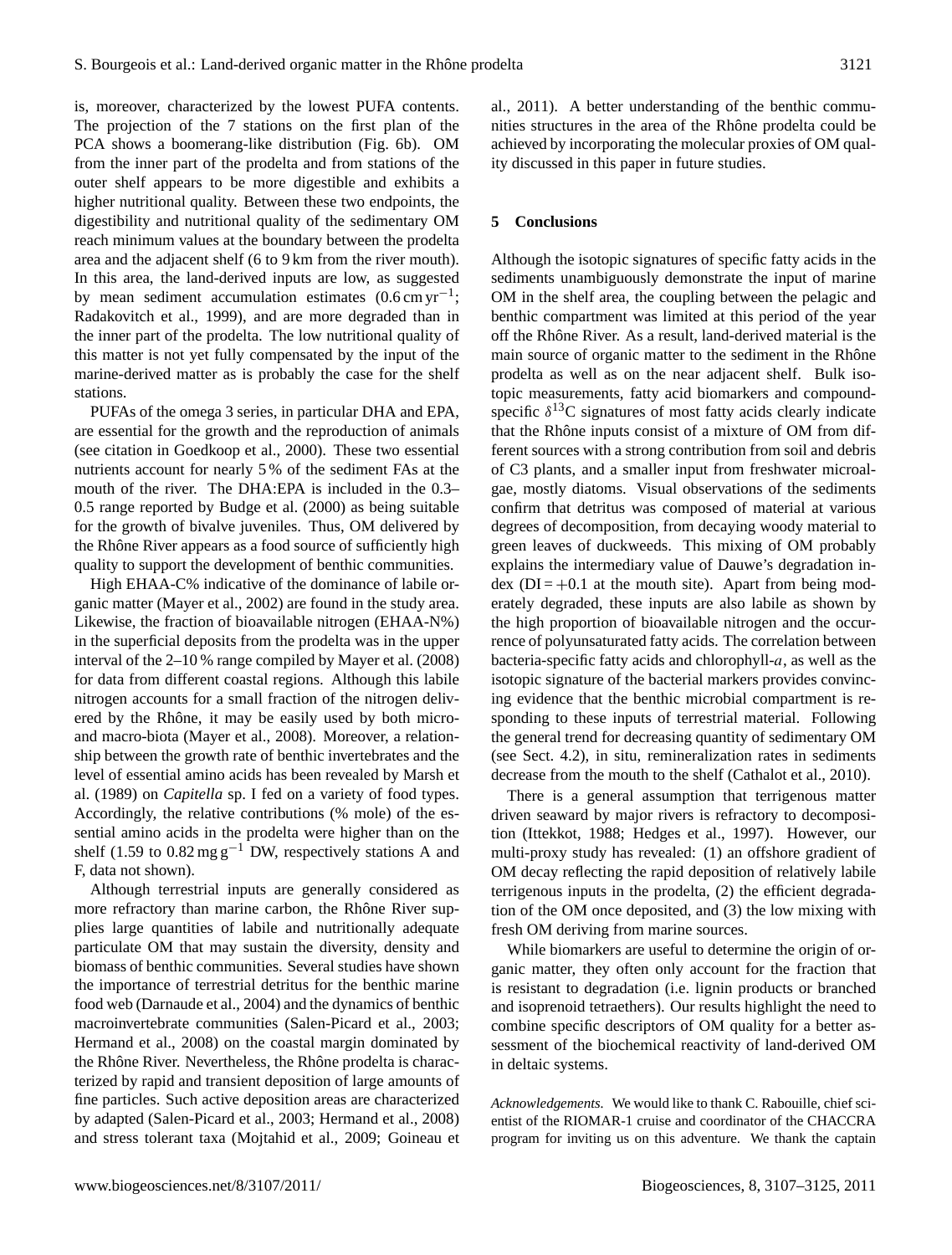is, moreover, characterized by the lowest PUFA contents. The projection of the 7 stations on the first plan of the PCA shows a boomerang-like distribution (Fig. 6b). OM from the inner part of the prodelta and from stations of the outer shelf appears to be more digestible and exhibits a higher nutritional quality. Between these two endpoints, the digestibility and nutritional quality of the sedimentary OM reach minimum values at the boundary between the prodelta area and the adjacent shelf (6 to 9 km from the river mouth). In this area, the land-derived inputs are low, as suggested by mean sediment accumulation estimates (0.6 cm $yr^{-1}$; Radakovitch et al., 1999), and are more degraded than in the inner part of the prodelta. The low nutritional quality of this matter is not yet fully compensated by the input of the marine-derived matter as is probably the case for the shelf stations.

PUFAs of the omega 3 series, in particular DHA and EPA, are essential for the growth and the reproduction of animals (see citation in Goedkoop et al., 2000). These two essential nutrients account for nearly 5 % of the sediment FAs at the mouth of the river. The DHA:EPA is included in the 0.3–0.5 range reported by Budge et al. (2000) as being suitable for the growth of bivalve juveniles. Thus, OM delivered by the Rhône River appears as a food source of sufficiently high quality to support the development of benthic communities.

High EHAA-C% indicative of the dominance of labile organic matter (Mayer et al., 2002) are found in the study area. Likewise, the fraction of bioavailable nitrogen (EHAA-N%) in the superficial deposits from the prodelta was in the upper interval of the 2–10 % range compiled by Mayer et al. (2008) for data from different coastal regions. Although this labile nitrogen accounts for a small fraction of the nitrogen delivered by the Rhône, it may be easily used by both micro- and macro-biota (Mayer et al., 2008). Moreover, a relationship between the growth rate of benthic invertebrates and the level of essential amino acids has been revealed by Marsh et al. (1989) on *Capitella* sp. I fed on a variety of food types. Accordingly, the relative contributions (% mole) of the essential amino acids in the prodelta were higher than on the shelf (1.59 to 0.82 mg $g^{-1}$ DW, respectively stations A and F, data not shown).

Although terrestrial inputs are generally considered as more refractory than marine carbon, the Rhône River supplies large quantities of labile and nutritionally adequate particulate OM that may sustain the diversity, density and biomass of benthic communities. Several studies have shown the importance of terrestrial detritus for the benthic marine food web (Darnaude et al., 2004) and the dynamics of benthic macroinvertebrate communities (Salen-Picard et al., 2003; Hermand et al., 2008) on the coastal margin dominated by the Rhône River. Nevertheless, the Rhône prodelta is characterized by rapid and transient deposition of large amounts of fine particles. Such active deposition areas are characterized by adapted (Salen-Picard et al., 2003; Hermand et al., 2008) and stress tolerant taxa (Mojtahid et al., 2009; Goineau et al., 2011). A better understanding of the benthic communities structures in the area of the Rhône prodelta could be achieved by incorporating the molecular proxies of OM quality discussed in this paper in future studies.

## 5 Conclusions

Although the isotopic signatures of specific fatty acids in the sediments unambiguously demonstrate the input of marine OM in the shelf area, the coupling between the pelagic and benthic compartment was limited at this period of the year off the Rhône River. As a result, land-derived material is the main source of organic matter to the sediment in the Rhône prodelta as well as on the near adjacent shelf. Bulk isotopic measurements, fatty acid biomarkers and compound-specific $\delta^{13}C$ signatures of most fatty acids clearly indicate that the Rhône inputs consist of a mixture of OM from different sources with a strong contribution from soil and debris of C3 plants, and a smaller input from freshwater microalgae, mostly diatoms. Visual observations of the sediments confirm that detritus was composed of material at various degrees of decomposition, from decaying woody material to green leaves of duckweeds. This mixing of OM probably explains the intermediary value of Dauwe's degradation index (DI = +0.1 at the mouth site). Apart from being moderately degraded, these inputs are also labile as shown by the high proportion of bioavailable nitrogen and the occurrence of polyunsaturated fatty acids. The correlation between bacteria-specific fatty acids and chlorophyll-*a*, as well as the isotopic signature of the bacterial markers provides convincing evidence that the benthic microbial compartment is responding to these inputs of terrestrial material. Following the general trend for decreasing quantity of sedimentary OM (see Sect. 4.2), in situ, remineralization rates in sediments decrease from the mouth to the shelf (Cathalot et al., 2010).

There is a general assumption that terrigenous matter driven seaward by major rivers is refractory to decomposition (Ittekkot, 1988; Hedges et al., 1997). However, our multi-proxy study has revealed: (1) an offshore gradient of OM decay reflecting the rapid deposition of relatively labile terrigenous inputs in the prodelta, (2) the efficient degradation of the OM once deposited, and (3) the low mixing with fresh OM deriving from marine sources.

While biomarkers are useful to determine the origin of organic matter, they often only account for the fraction that is resistant to degradation (i.e. lignin products or branched and isoprenoid tetraethers). Our results highlight the need to combine specific descriptors of OM quality for a better assessment of the biochemical reactivity of land-derived OM in deltaic systems.

*Acknowledgements.* We would like to thank C. Rabouille, chief scientist of the RIOMAR-1 cruise and coordinator of the CHACCRA program for inviting us on this adventure. We thank the captain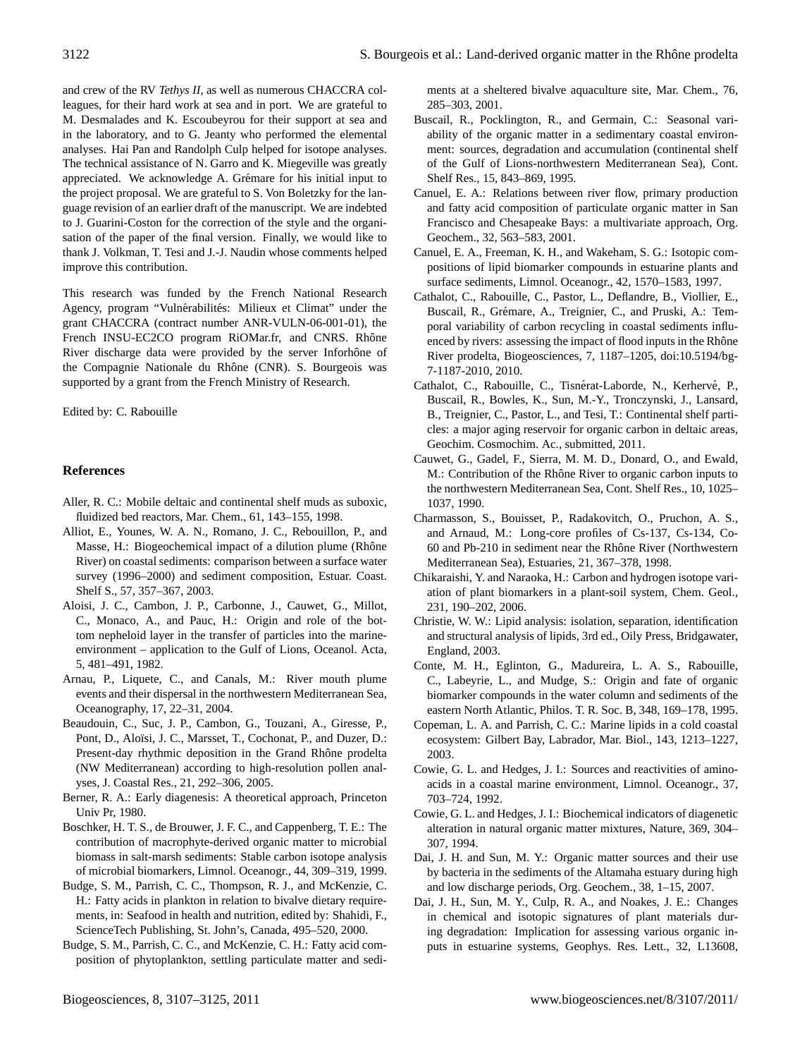and crew of the RV *Tethys II*, as well as numerous CHACCRA colleagues, for their hard work at sea and in port. We are grateful to M. Desmalades and K. Escoubeyrou for their support at sea and in the laboratory, and to G. Jeanty who performed the elemental analyses. Hai Pan and Randolph Culp helped for isotope analyses. The technical assistance of N. Garro and K. Miegeville was greatly appreciated. We acknowledge A. Grémare for his initial input to the project proposal. We are grateful to S. Von Boletzky for the language revision of an earlier draft of the manuscript. We are indebted to J. Guarini-Coston for the correction of the style and the organisation of the paper of the final version. Finally, we would like to thank J. Volkman, T. Tesi and J.-J. Naudin whose comments helped improve this contribution.

This research was funded by the French National Research Agency, program "Vulnérabilités: Milieux et Climat" under the grant CHACCRA (contract number ANR-VULN-06-001-01), the French INSU-EC2CO program RiOMar.fr, and CNRS. Rhône River discharge data were provided by the server Inforhône of the Compagnie Nationale du Rhône (CNR). S. Bourgeois was supported by a grant from the French Ministry of Research.

Edited by: C. Rabouille

## References

- Aller, R. C.: Mobile deltaic and continental shelf muds as suboxic, fluidized bed reactors, Mar. Chem., 61, 143–155, 1998.
- Alliot, E., Younes, W. A. N., Romano, J. C., Rebouillon, P., and Masse, H.: Biogeochemical impact of a dilution plume (Rhône River) on coastal sediments: comparison between a surface water survey (1996–2000) and sediment composition, Estuar. Coast. Shelf S., 57, 357–367, 2003.
- Aloisi, J. C., Cambon, J. P., Carbonne, J., Cauwet, G., Millot, C., Monaco, A., and Pauc, H.: Origin and role of the bottom nepheloid layer in the transfer of particles into the marine-environment – application to the Gulf of Lions, Oceanol. Acta, 5, 481–491, 1982.
- Arnau, P., Liquete, C., and Canals, M.: River mouth plume events and their dispersal in the northwestern Mediterranean Sea, Oceanography, 17, 22–31, 2004.
- Beaudouin, C., Suc, J. P., Cambon, G., Touzani, A., Giresse, P., Pont, D., Aloïsi, J. C., Marsset, T., Cochonat, P., and Duzer, D.: Present-day rhythmic deposition in the Grand Rhône prodelta (NW Mediterranean) according to high-resolution pollen analyses, J. Coastal Res., 21, 292–306, 2005.
- Berner, R. A.: Early diagenesis: A theoretical approach, Princeton Univ Pr, 1980.
- Boschker, H. T. S., de Brouwer, J. F. C., and Cappenberg, T. E.: The contribution of macrophyte-derived organic matter to microbial biomass in salt-marsh sediments: Stable carbon isotope analysis of microbial biomarkers, Limnol. Oceanogr., 44, 309–319, 1999.
- Budge, S. M., Parrish, C. C., Thompson, R. J., and McKenzie, C. H.: Fatty acids in plankton in relation to bivalve dietary requirements, in: Seafood in health and nutrition, edited by: Shahidi, F., ScienceTech Publishing, St. John's, Canada, 495–520, 2000.
- Budge, S. M., Parrish, C. C., and McKenzie, C. H.: Fatty acid composition of phytoplankton, settling particulate matter and sediments at a sheltered bivalve aquaculture site, Mar. Chem., 76, 285–303, 2001.
- Buscail, R., Pocklington, R., and Germain, C.: Seasonal variability of the organic matter in a sedimentary coastal environment: sources, degradation and accumulation (continental shelf of the Gulf of Lions-northwestern Mediterranean Sea), Cont. Shelf Res., 15, 843–869, 1995.
- Canuel, E. A.: Relations between river flow, primary production and fatty acid composition of particulate organic matter in San Francisco and Chesapeake Bays: a multivariate approach, Org. Geochem., 32, 563–583, 2001.
- Canuel, E. A., Freeman, K. H., and Wakeham, S. G.: Isotopic compositions of lipid biomarker compounds in estuarine plants and surface sediments, Limnol. Oceanogr., 42, 1570–1583, 1997.
- Cathalot, C., Rabouille, C., Pastor, L., Deflandre, B., Viollier, E., Buscail, R., Grémare, A., Treignier, C., and Pruski, A.: Temporal variability of carbon recycling in coastal sediments influenced by rivers: assessing the impact of flood inputs in the Rhône River prodelta, Biogeosciences, 7, 1187–1205, doi:10.5194/bg-7-1187-2010, 2010.
- Cathalot, C., Rabouille, C., Tisnérat-Laborde, N., Kerhervé, P., Buscail, R., Bowles, K., Sun, M.-Y., Tronczynski, J., Lansard, B., Treignier, C., Pastor, L., and Tesi, T.: Continental shelf particles: a major aging reservoir for organic carbon in deltaic areas, Geochim. Cosmochim. Ac., submitted, 2011.
- Cauwet, G., Gadel, F., Sierra, M. M. D., Donard, O., and Ewald, M.: Contribution of the Rhône River to organic carbon inputs to the northwestern Mediterranean Sea, Cont. Shelf Res., 10, 1025–1037, 1990.
- Charmasson, S., Bouisset, P., Radakovitch, O., Pruchon, A. S., and Arnaud, M.: Long-core profiles of Cs-137, Cs-134, Co-60 and Pb-210 in sediment near the Rhône River (Northwestern Mediterranean Sea), Estuaries, 21, 367–378, 1998.
- Chikaraishi, Y. and Naraoka, H.: Carbon and hydrogen isotope variation of plant biomarkers in a plant-soil system, Chem. Geol., 231, 190–202, 2006.
- Christie, W. W.: Lipid analysis: isolation, separation, identification and structural analysis of lipids, 3rd ed., Oily Press, Bridgawater, England, 2003.
- Conte, M. H., Eglinton, G., Madureira, L. A. S., Rabouille, C., Labeyrie, L., and Mudge, S.: Origin and fate of organic biomarker compounds in the water column and sediments of the eastern North Atlantic, Philos. T. R. Soc. B, 348, 169–178, 1995.
- Copeman, L. A. and Parrish, C. C.: Marine lipids in a cold coastal ecosystem: Gilbert Bay, Labrador, Mar. Biol., 143, 1213–1227, 2003.
- Cowie, G. L. and Hedges, J. I.: Sources and reactivities of amino-acids in a coastal marine environment, Limnol. Oceanogr., 37, 703–724, 1992.
- Cowie, G. L. and Hedges, J. I.: Biochemical indicators of diagenetic alteration in natural organic matter mixtures, Nature, 369, 304–307, 1994.
- Dai, J. H. and Sun, M. Y.: Organic matter sources and their use by bacteria in the sediments of the Altamaha estuary during high and low discharge periods, Org. Geochem., 38, 1–15, 2007.
- Dai, J. H., Sun, M. Y., Culp, R. A., and Noakes, J. E.: Changes in chemical and isotopic signatures of plant materials during degradation: Implication for assessing various organic inputs in estuarine systems, Geophys. Res. Lett., 32, L13608,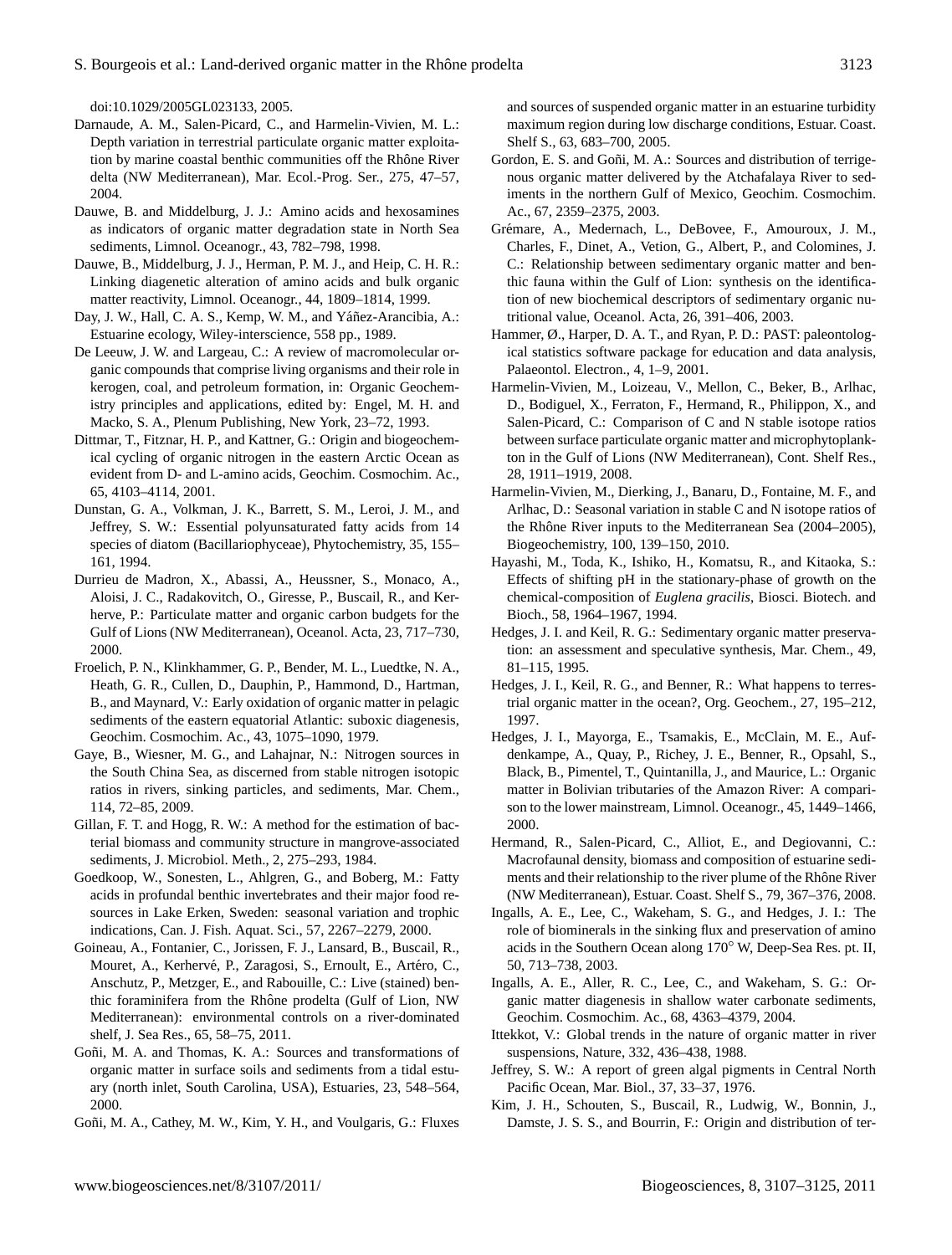doi:10.1029/2005GL023133, 2005.

Darnaude, A. M., Salen-Picard, C., and Harmelin-Vivien, M. L.: Depth variation in terrestrial particulate organic matter exploitation by marine coastal benthic communities off the Rhône River delta (NW Mediterranean), Mar. Ecol.-Prog. Ser., 275, 47–57, 2004.

Dauwe, B. and Middelburg, J. J.: Amino acids and hexosamines as indicators of organic matter degradation state in North Sea sediments, Limnol. Oceanogr., 43, 782–798, 1998.

Dauwe, B., Middelburg, J. J., Herman, P. M. J., and Heip, C. H. R.: Linking diagenetic alteration of amino acids and bulk organic matter reactivity, Limnol. Oceanogr., 44, 1809–1814, 1999.

Day, J. W., Hall, C. A. S., Kemp, W. M., and Yáñez-Arancibia, A.: Estuarine ecology, Wiley-interscience, 558 pp., 1989.

De Leeuw, J. W. and Largeau, C.: A review of macromolecular organic compounds that comprise living organisms and their role in kerogen, coal, and petroleum formation, in: Organic Geochemistry principles and applications, edited by: Engel, M. H. and Macko, S. A., Plenum Publishing, New York, 23–72, 1993.

Dittmar, T., Fitznar, H. P., and Kattner, G.: Origin and biogeochemical cycling of organic nitrogen in the eastern Arctic Ocean as evident from D- and L-amino acids, Geochim. Cosmochim. Ac., 65, 4103–4114, 2001.

Dunstan, G. A., Volkman, J. K., Barrett, S. M., Leroi, J. M., and Jeffrey, S. W.: Essential polyunsaturated fatty acids from 14 species of diatom (Bacillariophyceae), Phytochemistry, 35, 155–161, 1994.

Durrieu de Madron, X., Abassi, A., Heussner, S., Monaco, A., Aloisi, J. C., Radakovitch, O., Giresse, P., Buscail, R., and Kerherve, P.: Particulate matter and organic carbon budgets for the Gulf of Lions (NW Mediterranean), Oceanol. Acta, 23, 717–730, 2000.

Froelich, P. N., Klinkhammer, G. P., Bender, M. L., Luedtke, N. A., Heath, G. R., Cullen, D., Dauphin, P., Hammond, D., Hartman, B., and Maynard, V.: Early oxidation of organic matter in pelagic sediments of the eastern equatorial Atlantic: suboxic diagenesis, Geochim. Cosmochim. Ac., 43, 1075–1090, 1979.

Gaye, B., Wiesner, M. G., and Lahajnar, N.: Nitrogen sources in the South China Sea, as discerned from stable nitrogen isotopic ratios in rivers, sinking particles, and sediments, Mar. Chem., 114, 72–85, 2009.

Gillan, F. T. and Hogg, R. W.: A method for the estimation of bacterial biomass and community structure in mangrove-associated sediments, J. Microbiol. Meth., 2, 275–293, 1984.

Goedkoop, W., Sonesten, L., Ahlgren, G., and Boberg, M.: Fatty acids in profundal benthic invertebrates and their major food resources in Lake Erken, Sweden: seasonal variation and trophic indications, Can. J. Fish. Aquat. Sci., 57, 2267–2279, 2000.

Goineau, A., Fontanier, C., Jorissen, F. J., Lansard, B., Buscail, R., Mouret, A., Kerhervé, P., Zaragosi, S., Ernoult, E., Artéro, C., Anschutz, P., Metzger, E., and Rabouille, C.: Live (stained) benthic foraminifera from the Rhône prodelta (Gulf of Lion, NW Mediterranean): environmental controls on a river-dominated shelf, J. Sea Res., 65, 58–75, 2011.

Goñi, M. A. and Thomas, K. A.: Sources and transformations of organic matter in surface soils and sediments from a tidal estuary (north inlet, South Carolina, USA), Estuaries, 23, 548–564, 2000.

Goñi, M. A., Cathey, M. W., Kim, Y. H., and Voulgaris, G.: Fluxes and sources of suspended organic matter in an estuarine turbidity maximum region during low discharge conditions, Estuar. Coast. Shelf S., 63, 683–700, 2005.

Gordon, E. S. and Goñi, M. A.: Sources and distribution of terrigenous organic matter delivered by the Atchafalaya River to sediments in the northern Gulf of Mexico, Geochim. Cosmochim. Ac., 67, 2359–2375, 2003.

Grémare, A., Medernach, L., DeBovee, F., Amouroux, J. M., Charles, F., Dinet, A., Vetion, G., Albert, P., and Colomines, J. C.: Relationship between sedimentary organic matter and benthic fauna within the Gulf of Lion: synthesis on the identification of new biochemical descriptors of sedimentary organic nutritional value, Oceanol. Acta, 26, 391–406, 2003.

Hammer, Ø., Harper, D. A. T., and Ryan, P. D.: PAST: paleontological statistics software package for education and data analysis, Palaeontol. Electron., 4, 1–9, 2001.

Harmelin-Vivien, M., Loizeau, V., Mellon, C., Beker, B., Arlhac, D., Bodiguel, X., Ferraton, F., Hermand, R., Philippon, X., and Salen-Picard, C.: Comparison of C and N stable isotope ratios between surface particulate organic matter and microphytoplankton in the Gulf of Lions (NW Mediterranean), Cont. Shelf Res., 28, 1911–1919, 2008.

Harmelin-Vivien, M., Dierking, J., Banaru, D., Fontaine, M. F., and Arlhac, D.: Seasonal variation in stable C and N isotope ratios of the Rhône River inputs to the Mediterranean Sea (2004–2005), Biogeochemistry, 100, 139–150, 2010.

Hayashi, M., Toda, K., Ishiko, H., Komatsu, R., and Kitaoka, S.: Effects of shifting pH in the stationary-phase of growth on the chemical-composition of *Euglena gracilis*, Biosci. Biotech. and Bioch., 58, 1964–1967, 1994.

Hedges, J. I. and Keil, R. G.: Sedimentary organic matter preservation: an assessment and speculative synthesis, Mar. Chem., 49, 81–115, 1995.

Hedges, J. I., Keil, R. G., and Benner, R.: What happens to terrestrial organic matter in the ocean?, Org. Geochem., 27, 195–212, 1997.

Hedges, J. I., Mayorga, E., Tsamakis, E., McClain, M. E., Aufdenkampe, A., Quay, P., Richey, J. E., Benner, R., Opsahl, S., Black, B., Pimentel, T., Quintanilla, J., and Maurice, L.: Organic matter in Bolivian tributaries of the Amazon River: A comparison to the lower mainstream, Limnol. Oceanogr., 45, 1449–1466, 2000.

Hermand, R., Salen-Picard, C., Alliot, E., and Degiovanni, C.: Macrofaunal density, biomass and composition of estuarine sediments and their relationship to the river plume of the Rhône River (NW Mediterranean), Estuar. Coast. Shelf S., 79, 367–376, 2008.

Ingalls, A. E., Lee, C., Wakeham, S. G., and Hedges, J. I.: The role of biominerals in the sinking flux and preservation of amino acids in the Southern Ocean along 170° W, Deep-Sea Res. pt. II, 50, 713–738, 2003.

Ingalls, A. E., Aller, R. C., Lee, C., and Wakeham, S. G.: Organic matter diagenesis in shallow water carbonate sediments, Geochim. Cosmochim. Ac., 68, 4363–4379, 2004.

Ittekkot, V.: Global trends in the nature of organic matter in river suspensions, Nature, 332, 436–438, 1988.

Jeffrey, S. W.: A report of green algal pigments in Central North Pacific Ocean, Mar. Biol., 37, 33–37, 1976.

Kim, J. H., Schouten, S., Buscail, R., Ludwig, W., Bonnin, J., Damste, J. S. S., and Bourrin, F.: Origin and distribution of ter-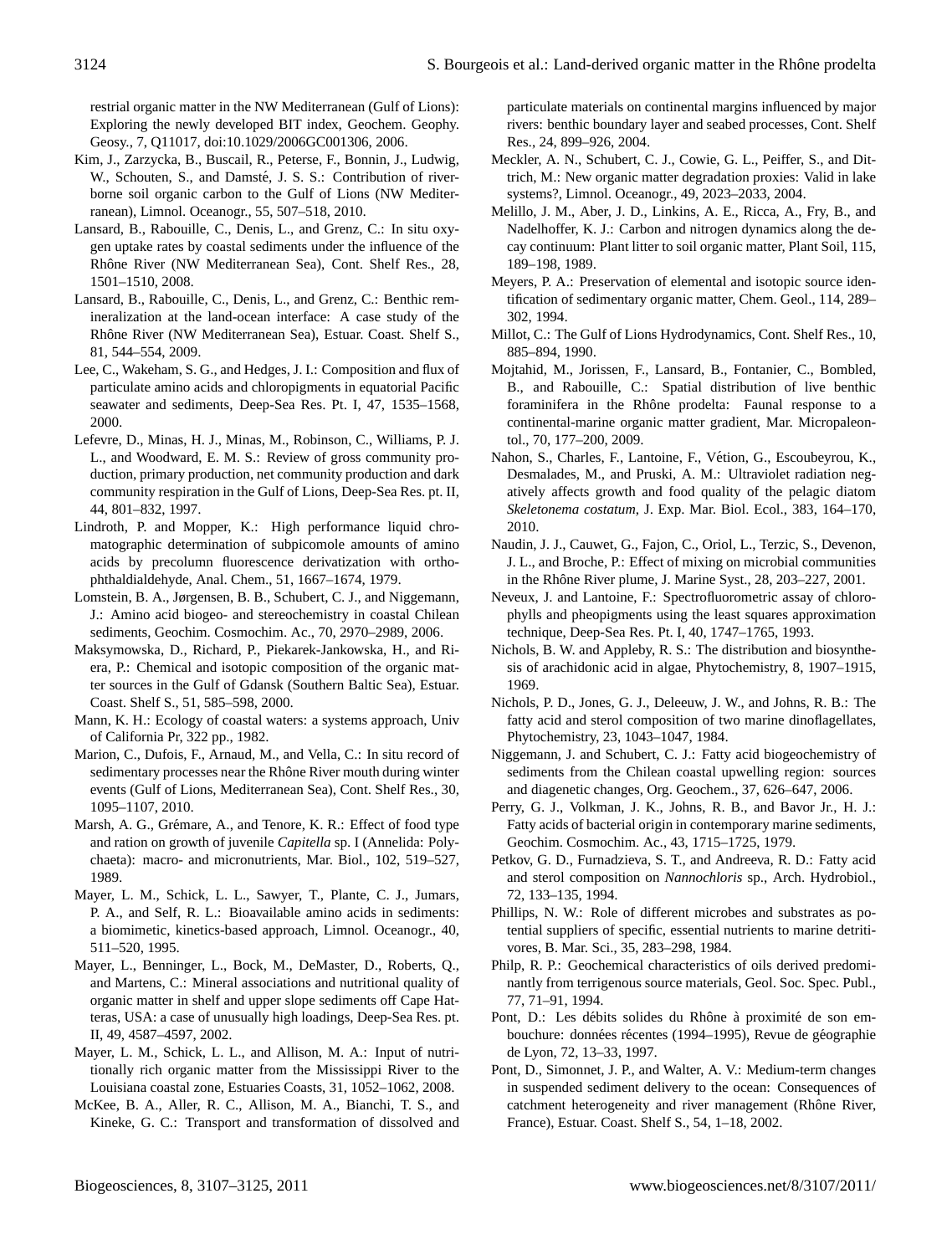restrial organic matter in the NW Mediterranean (Gulf of Lions): Exploring the newly developed BIT index, Geochem. Geophy. Geosy., 7, Q11017, doi:10.1029/2006GC001306, 2006.

Kim, J., Zarzycka, B., Buscail, R., Peterse, F., Bonnin, J., Ludwig, W., Schouten, S., and Damsté, J. S. S.: Contribution of river-borne soil organic carbon to the Gulf of Lions (NW Mediterranean), Limnol. Oceanogr., 55, 507–518, 2010.

Lansard, B., Rabouille, C., Denis, L., and Grenz, C.: In situ oxygen uptake rates by coastal sediments under the influence of the Rhône River (NW Mediterranean Sea), Cont. Shelf Res., 28, 1501–1510, 2008.

Lansard, B., Rabouille, C., Denis, L., and Grenz, C.: Benthic remineralization at the land-ocean interface: A case study of the Rhône River (NW Mediterranean Sea), Estuar. Coast. Shelf S., 81, 544–554, 2009.

Lee, C., Wakeham, S. G., and Hedges, J. I.: Composition and flux of particulate amino acids and chloropigments in equatorial Pacific seawater and sediments, Deep-Sea Res. Pt. I, 47, 1535–1568, 2000.

Lefevre, D., Minas, H. J., Minas, M., Robinson, C., Williams, P. J. L., and Woodward, E. M. S.: Review of gross community production, primary production, net community production and dark community respiration in the Gulf of Lions, Deep-Sea Res. pt. II, 44, 801–832, 1997.

Lindroth, P. and Mopper, K.: High performance liquid chromatographic determination of subpicomole amounts of amino acids by precolumn fluorescence derivatization with ortho-phthaldialdehyde, Anal. Chem., 51, 1667–1674, 1979.

Lomstein, B. A., Jørgensen, B. B., Schubert, C. J., and Niggemann, J.: Amino acid biogeo- and stereochemistry in coastal Chilean sediments, Geochim. Cosmochim. Ac., 70, 2970–2989, 2006.

Maksymowska, D., Richard, P., Piekarek-Jankowska, H., and Riera, P.: Chemical and isotopic composition of the organic matter sources in the Gulf of Gdansk (Southern Baltic Sea), Estuar. Coast. Shelf S., 51, 585–598, 2000.

Mann, K. H.: Ecology of coastal waters: a systems approach, Univ of California Pr, 322 pp., 1982.

Marion, C., Dufois, F., Arnaud, M., and Vella, C.: In situ record of sedimentary processes near the Rhône River mouth during winter events (Gulf of Lions, Mediterranean Sea), Cont. Shelf Res., 30, 1095–1107, 2010.

Marsh, A. G., Grémare, A., and Tenore, K. R.: Effect of food type and ration on growth of juvenile *Capitella* sp. I (Annelida: Polychaeta): macro- and micronutrients, Mar. Biol., 102, 519–527, 1989.

Mayer, L. M., Schick, L. L., Sawyer, T., Plante, C. J., Jumars, P. A., and Self, R. L.: Bioavailable amino acids in sediments: a biomimetic, kinetics-based approach, Limnol. Oceanogr., 40, 511–520, 1995.

Mayer, L., Benninger, L., Bock, M., DeMaster, D., Roberts, Q., and Martens, C.: Mineral associations and nutritional quality of organic matter in shelf and upper slope sediments off Cape Hatteras, USA: a case of unusually high loadings, Deep-Sea Res. pt. II, 49, 4587–4597, 2002.

Mayer, L. M., Schick, L. L., and Allison, M. A.: Input of nutritionally rich organic matter from the Mississippi River to the Louisiana coastal zone, Estuaries Coasts, 31, 1052–1062, 2008.

McKee, B. A., Aller, R. C., Allison, M. A., Bianchi, T. S., and Kineke, G. C.: Transport and transformation of dissolved and particulate materials on continental margins influenced by major rivers: benthic boundary layer and seabed processes, Cont. Shelf Res., 24, 899–926, 2004.

Meckler, A. N., Schubert, C. J., Cowie, G. L., Peiffer, S., and Dittrich, M.: New organic matter degradation proxies: Valid in lake systems?, Limnol. Oceanogr., 49, 2023–2033, 2004.

Melillo, J. M., Aber, J. D., Linkins, A. E., Ricca, A., Fry, B., and Nadelhoffer, K. J.: Carbon and nitrogen dynamics along the decay continuum: Plant litter to soil organic matter, Plant Soil, 115, 189–198, 1989.

Meyers, P. A.: Preservation of elemental and isotopic source identification of sedimentary organic matter, Chem. Geol., 114, 289–302, 1994.

Millot, C.: The Gulf of Lions Hydrodynamics, Cont. Shelf Res., 10, 885–894, 1990.

Mojtahid, M., Jorissen, F., Lansard, B., Fontanier, C., Bombled, B., and Rabouille, C.: Spatial distribution of live benthic foraminifera in the Rhône prodelta: Faunal response to a continental-marine organic matter gradient, Mar. Micropaleontol., 70, 177–200, 2009.

Nahon, S., Charles, F., Lantoine, F., Vétion, G., Escoubeyrou, K., Desmalades, M., and Pruski, A. M.: Ultraviolet radiation negatively affects growth and food quality of the pelagic diatom *Skeletonema costatum*, J. Exp. Mar. Biol. Ecol., 383, 164–170, 2010.

Naudin, J. J., Cauwet, G., Fajon, C., Oriol, L., Terzic, S., Devenon, J. L., and Broche, P.: Effect of mixing on microbial communities in the Rhône River plume, J. Marine Syst., 28, 203–227, 2001.

Neveux, J. and Lantoine, F.: Spectrofluorometric assay of chlorophylls and pheopigments using the least squares approximation technique, Deep-Sea Res. Pt. I, 40, 1747–1765, 1993.

Nichols, B. W. and Appleby, R. S.: The distribution and biosynthesis of arachidonic acid in algae, Phytochemistry, 8, 1907–1915, 1969.

Nichols, P. D., Jones, G. J., Deleeuw, J. W., and Johns, R. B.: The fatty acid and sterol composition of two marine dinoflagellates, Phytochemistry, 23, 1043–1047, 1984.

Niggemann, J. and Schubert, C. J.: Fatty acid biogeochemistry of sediments from the Chilean coastal upwelling region: sources and diagenetic changes, Org. Geochem., 37, 626–647, 2006.

Perry, G. J., Volkman, J. K., Johns, R. B., and Bavor Jr., H. J.: Fatty acids of bacterial origin in contemporary marine sediments, Geochim. Cosmochim. Ac., 43, 1715–1725, 1979.

Petkov, G. D., Furnadzieva, S. T., and Andreeva, R. D.: Fatty acid and sterol composition on *Nannochloris* sp., Arch. Hydrobiol., 72, 133–135, 1994.

Phillips, N. W.: Role of different microbes and substrates as potential suppliers of specific, essential nutrients to marine detritivores, B. Mar. Sci., 35, 283–298, 1984.

Philp, R. P.: Geochemical characteristics of oils derived predominantly from terrigenous source materials, Geol. Soc. Spec. Publ., 77, 71–91, 1994.

Pont, D.: Les débits solides du Rhône à proximité de son embouchure: données récentes (1994–1995), Revue de géographie de Lyon, 72, 13–33, 1997.

Pont, D., Simonnet, J. P., and Walter, A. V.: Medium-term changes in suspended sediment delivery to the ocean: Consequences of catchment heterogeneity and river management (Rhône River, France), Estuar. Coast. Shelf S., 54, 1–18, 2002.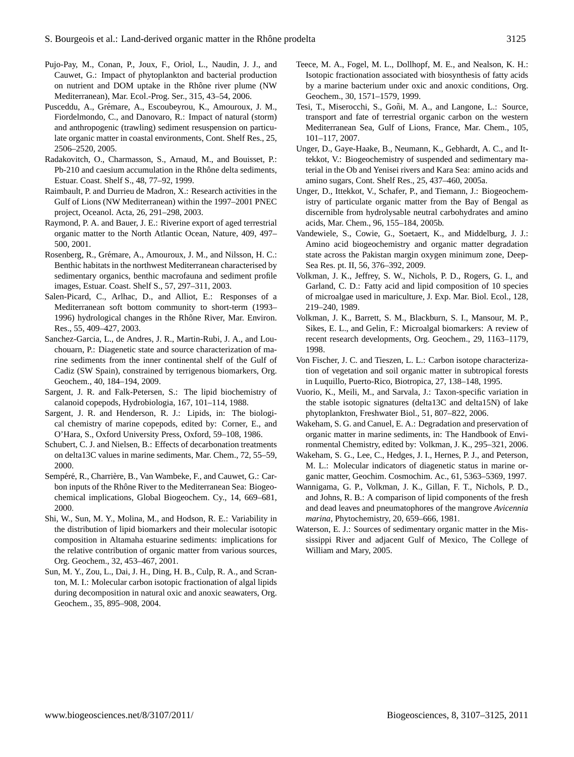Pujo-Pay, M., Conan, P., Joux, F., Oriol, L., Naudin, J. J., and Cauwet, G.: Impact of phytoplankton and bacterial production on nutrient and DOM uptake in the Rhône river plume (NW Mediterranean), Mar. Ecol.-Prog. Ser., 315, 43–54, 2006.

Pusceddu, A., Grémare, A., Escoubeyrou, K., Amouroux, J. M., Fiordelmondo, C., and Danovaro, R.: Impact of natural (storm) and anthropogenic (trawling) sediment resuspension on particulate organic matter in coastal environments, Cont. Shelf Res., 25, 2506–2520, 2005.

Radakovitch, O., Charmasson, S., Arnaud, M., and Bouisset, P.: Pb-210 and caesium accumulation in the Rhône delta sediments, Estuar. Coast. Shelf S., 48, 77–92, 1999.

Raimbault, P. and Durrieu de Madron, X.: Research activities in the Gulf of Lions (NW Mediterranean) within the 1997–2001 PNEC project, Oceanol. Acta, 26, 291–298, 2003.

Raymond, P. A. and Bauer, J. E.: Riverine export of aged terrestrial organic matter to the North Atlantic Ocean, Nature, 409, 497–500, 2001.

Rosenberg, R., Grémare, A., Amouroux, J. M., and Nilsson, H. C.: Benthic habitats in the northwest Mediterranean characterised by sedimentary organics, benthic macrofauna and sediment profile images, Estuar. Coast. Shelf S., 57, 297–311, 2003.

Salen-Picard, C., Arlhac, D., and Alliot, E.: Responses of a Mediterranean soft bottom community to short-term (1993–1996) hydrological changes in the Rhône River, Mar. Environ. Res., 55, 409–427, 2003.

Sanchez-Garcia, L., de Andres, J. R., Martin-Rubi, J. A., and Louchouarn, P.: Diagenetic state and source characterization of marine sediments from the inner continental shelf of the Gulf of Cadiz (SW Spain), constrained by terrigenous biomarkers, Org. Geochem., 40, 184–194, 2009.

Sargent, J. R. and Falk-Petersen, S.: The lipid biochemistry of calanoid copepods, Hydrobiologia, 167, 101–114, 1988.

Sargent, J. R. and Henderson, R. J.: Lipids, in: The biological chemistry of marine copepods, edited by: Corner, E., and O'Hara, S., Oxford University Press, Oxford, 59–108, 1986.

Schubert, C. J. and Nielsen, B.: Effects of decarbonation treatments on delta13C values in marine sediments, Mar. Chem., 72, 55–59, 2000.

Sempéré, R., Charrière, B., Van Wambeke, F., and Cauwet, G.: Carbon inputs of the Rhône River to the Mediterranean Sea: Biogeochemical implications, Global Biogeochem. Cy., 14, 669–681, 2000.

Shi, W., Sun, M. Y., Molina, M., and Hodson, R. E.: Variability in the distribution of lipid biomarkers and their molecular isotopic composition in Altamaha estuarine sediments: implications for the relative contribution of organic matter from various sources, Org. Geochem., 32, 453–467, 2001.

Sun, M. Y., Zou, L., Dai, J. H., Ding, H. B., Culp, R. A., and Scranton, M. I.: Molecular carbon isotopic fractionation of algal lipids during decomposition in natural oxic and anoxic seawaters, Org. Geochem., 35, 895–908, 2004.

Teece, M. A., Fogel, M. L., Dollhopf, M. E., and Nealson, K. H.: Isotopic fractionation associated with biosynthesis of fatty acids by a marine bacterium under oxic and anoxic conditions, Org. Geochem., 30, 1571–1579, 1999.

Tesi, T., Miserocchi, S., Goñi, M. A., and Langone, L.: Source, transport and fate of terrestrial organic carbon on the western Mediterranean Sea, Gulf of Lions, France, Mar. Chem., 105, 101–117, 2007.

Unger, D., Gaye-Haake, B., Neumann, K., Gebhardt, A. C., and Ittekkot, V.: Biogeochemistry of suspended and sedimentary material in the Ob and Yenisei rivers and Kara Sea: amino acids and amino sugars, Cont. Shelf Res., 25, 437–460, 2005a.

Unger, D., Ittekkot, V., Schafer, P., and Tiemann, J.: Biogeochemistry of particulate organic matter from the Bay of Bengal as discernible from hydrolysable neutral carbohydrates and amino acids, Mar. Chem., 96, 155–184, 2005b.

Vandewiele, S., Cowie, G., Soetaert, K., and Middelburg, J. J.: Amino acid biogeochemistry and organic matter degradation state across the Pakistan margin oxygen minimum zone, Deep-Sea Res. pt. II, 56, 376–392, 2009.

Volkman, J. K., Jeffrey, S. W., Nichols, P. D., Rogers, G. I., and Garland, C. D.: Fatty acid and lipid composition of 10 species of microalgae used in mariculture, J. Exp. Mar. Biol. Ecol., 128, 219–240, 1989.

Volkman, J. K., Barrett, S. M., Blackburn, S. I., Mansour, M. P., Sikes, E. L., and Gelin, F.: Microalgal biomarkers: A review of recent research developments, Org. Geochem., 29, 1163–1179, 1998.

Von Fischer, J. C. and Tieszen, L. L.: Carbon isotope characterization of vegetation and soil organic matter in subtropical forests in Luquillo, Puerto-Rico, Biotropica, 27, 138–148, 1995.

Vuorio, K., Meili, M., and Sarvala, J.: Taxon-specific variation in the stable isotopic signatures (delta13C and delta15N) of lake phytoplankton, Freshwater Biol., 51, 807–822, 2006.

Wakeham, S. G. and Canuel, E. A.: Degradation and preservation of organic matter in marine sediments, in: The Handbook of Environmental Chemistry, edited by: Volkman, J. K., 295–321, 2006.

Wakeham, S. G., Lee, C., Hedges, J. I., Hernes, P. J., and Peterson, M. L.: Molecular indicators of diagenetic status in marine organic matter, Geochim. Cosmochim. Ac., 61, 5363–5369, 1997.

Wannigama, G. P., Volkman, J. K., Gillan, F. T., Nichols, P. D., and Johns, R. B.: A comparison of lipid components of the fresh and dead leaves and pneumatophores of the mangrove *Avicennia marina*, Phytochemistry, 20, 659–666, 1981.

Waterson, E. J.: Sources of sedimentary organic matter in the Mississippi River and adjacent Gulf of Mexico, The College of William and Mary, 2005.